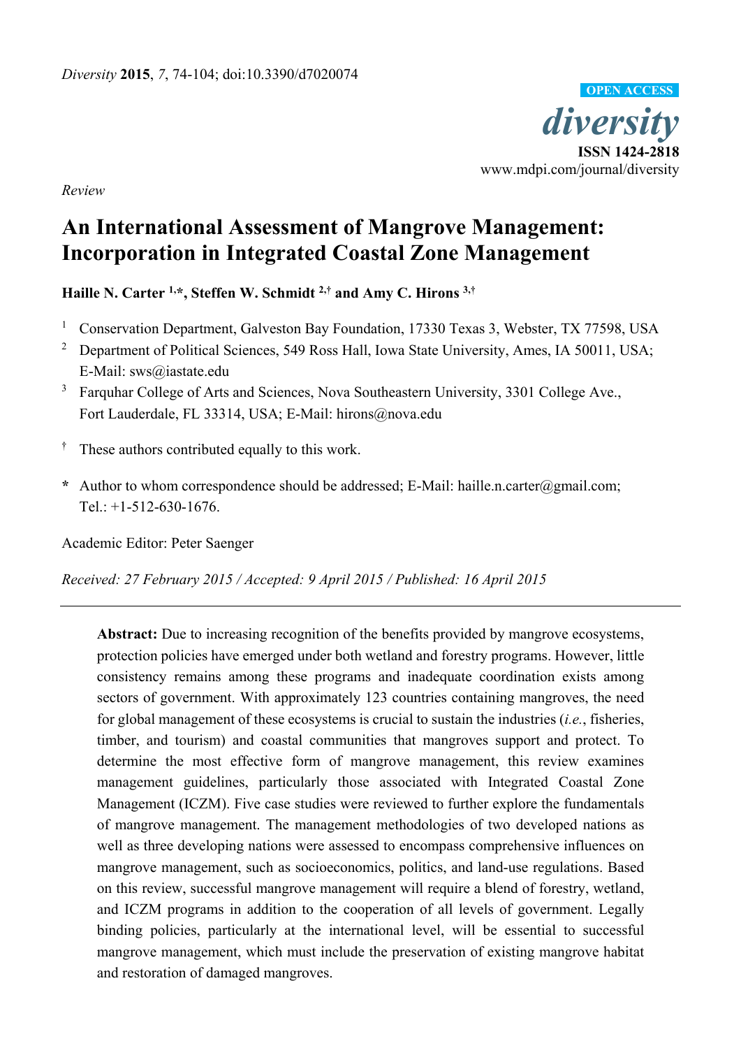*Diversity* **2015**, *7*, 74-104; doi:10.3390/d7020074

OPEN ACCESS

*diversity*

**ISSN 1424-2818**

www.mdpi.com/journal/diversity

*Review*

# An International Assessment of Mangrove Management: Incorporation in Integrated Coastal Zone Management

**Haille N. Carter [1,*], Steffen W. Schmidt [2,†] and Amy C. Hirons [3,†]**

[1] Conservation Department, Galveston Bay Foundation, 17330 Texas 3, Webster, TX 77598, USA

[2] Department of Political Sciences, 549 Ross Hall, Iowa State University, Ames, IA 50011, USA; E-Mail: sws@iastate.edu

[3] Farquhar College of Arts and Sciences, Nova Southeastern University, 3301 College Ave., Fort Lauderdale, FL 33314, USA; E-Mail: hirons@nova.edu

[†] These authors contributed equally to this work.

**\*** Author to whom correspondence should be addressed; E-Mail: haille.n.carter@gmail.com; Tel.: +1-512-630-1676.

Academic Editor: Peter Saenger

*Received: 27 February 2015 / Accepted: 9 April 2015 / Published: 16 April 2015*

**Abstract:** Due to increasing recognition of the benefits provided by mangrove ecosystems, protection policies have emerged under both wetland and forestry programs. However, little consistency remains among these programs and inadequate coordination exists among sectors of government. With approximately 123 countries containing mangroves, the need for global management of these ecosystems is crucial to sustain the industries (*i.e.*, fisheries, timber, and tourism) and coastal communities that mangroves support and protect. To determine the most effective form of mangrove management, this review examines management guidelines, particularly those associated with Integrated Coastal Zone Management (ICZM). Five case studies were reviewed to further explore the fundamentals of mangrove management. The management methodologies of two developed nations as well as three developing nations were assessed to encompass comprehensive influences on mangrove management, such as socioeconomics, politics, and land-use regulations. Based on this review, successful mangrove management will require a blend of forestry, wetland, and ICZM programs in addition to the cooperation of all levels of government. Legally binding policies, particularly at the international level, will be essential to successful mangrove management, which must include the preservation of existing mangrove habitat and restoration of damaged mangroves.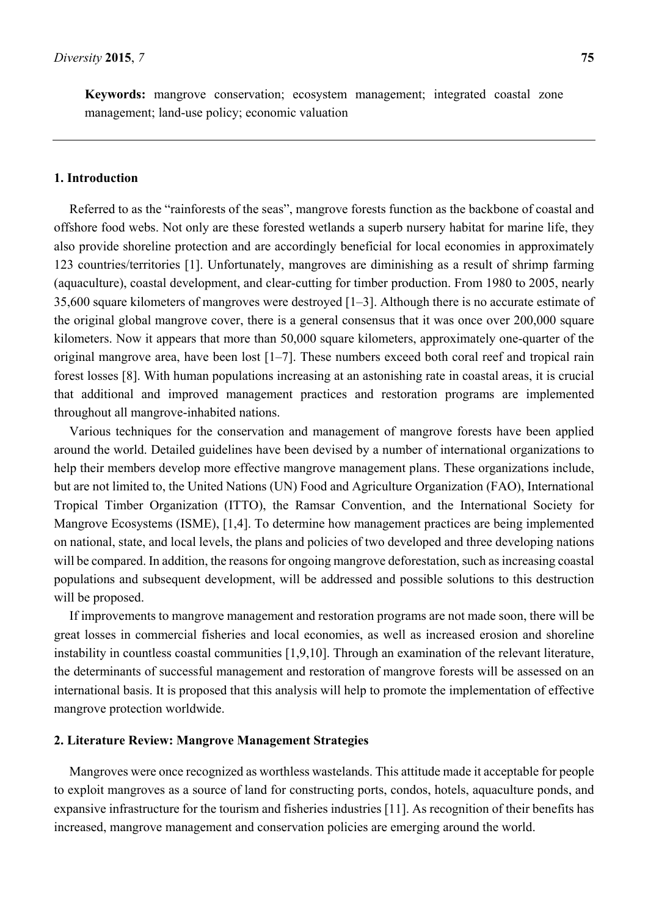**Keywords:** mangrove conservation; ecosystem management; integrated coastal zone management; land-use policy; economic valuation

## 1. Introduction

Referred to as the "rainforests of the seas", mangrove forests function as the backbone of coastal and offshore food webs. Not only are these forested wetlands a superb nursery habitat for marine life, they also provide shoreline protection and are accordingly beneficial for local economies in approximately 123 countries/territories [1]. Unfortunately, mangroves are diminishing as a result of shrimp farming (aquaculture), coastal development, and clear-cutting for timber production. From 1980 to 2005, nearly 35,600 square kilometers of mangroves were destroyed [1–3]. Although there is no accurate estimate of the original global mangrove cover, there is a general consensus that it was once over 200,000 square kilometers. Now it appears that more than 50,000 square kilometers, approximately one-quarter of the original mangrove area, have been lost [1–7]. These numbers exceed both coral reef and tropical rain forest losses [8]. With human populations increasing at an astonishing rate in coastal areas, it is crucial that additional and improved management practices and restoration programs are implemented throughout all mangrove-inhabited nations.

Various techniques for the conservation and management of mangrove forests have been applied around the world. Detailed guidelines have been devised by a number of international organizations to help their members develop more effective mangrove management plans. These organizations include, but are not limited to, the United Nations (UN) Food and Agriculture Organization (FAO), International Tropical Timber Organization (ITTO), the Ramsar Convention, and the International Society for Mangrove Ecosystems (ISME), [1,4]. To determine how management practices are being implemented on national, state, and local levels, the plans and policies of two developed and three developing nations will be compared. In addition, the reasons for ongoing mangrove deforestation, such as increasing coastal populations and subsequent development, will be addressed and possible solutions to this destruction will be proposed.

If improvements to mangrove management and restoration programs are not made soon, there will be great losses in commercial fisheries and local economies, as well as increased erosion and shoreline instability in countless coastal communities [1,9,10]. Through an examination of the relevant literature, the determinants of successful management and restoration of mangrove forests will be assessed on an international basis. It is proposed that this analysis will help to promote the implementation of effective mangrove protection worldwide.

## 2. Literature Review: Mangrove Management Strategies

Mangroves were once recognized as worthless wastelands. This attitude made it acceptable for people to exploit mangroves as a source of land for constructing ports, condos, hotels, aquaculture ponds, and expansive infrastructure for the tourism and fisheries industries [11]. As recognition of their benefits has increased, mangrove management and conservation policies are emerging around the world.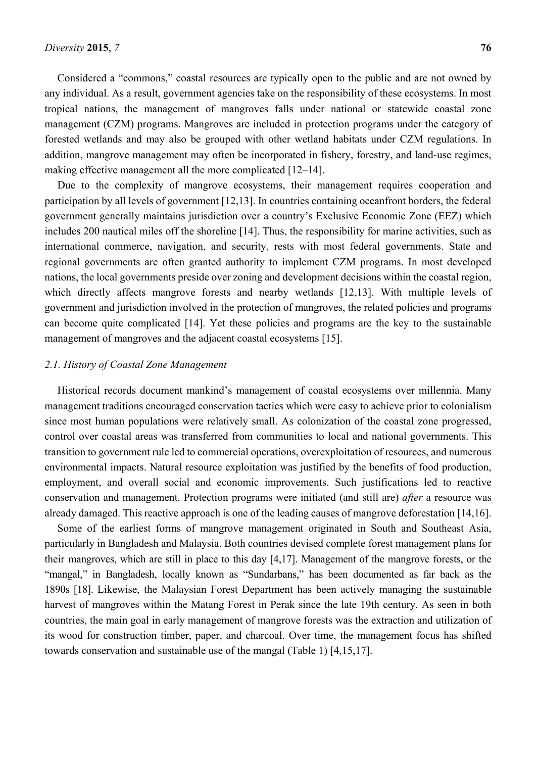Considered a "commons," coastal resources are typically open to the public and are not owned by any individual. As a result, government agencies take on the responsibility of these ecosystems. In most tropical nations, the management of mangroves falls under national or statewide coastal zone management (CZM) programs. Mangroves are included in protection programs under the category of forested wetlands and may also be grouped with other wetland habitats under CZM regulations. In addition, mangrove management may often be incorporated in fishery, forestry, and land-use regimes, making effective management all the more complicated [12–14].

Due to the complexity of mangrove ecosystems, their management requires cooperation and participation by all levels of government [12,13]. In countries containing oceanfront borders, the federal government generally maintains jurisdiction over a country's Exclusive Economic Zone (EEZ) which includes 200 nautical miles off the shoreline [14]. Thus, the responsibility for marine activities, such as international commerce, navigation, and security, rests with most federal governments. State and regional governments are often granted authority to implement CZM programs. In most developed nations, the local governments preside over zoning and development decisions within the coastal region, which directly affects mangrove forests and nearby wetlands [12,13]. With multiple levels of government and jurisdiction involved in the protection of mangroves, the related policies and programs can become quite complicated [14]. Yet these policies and programs are the key to the sustainable management of mangroves and the adjacent coastal ecosystems [15].

### *2.1. History of Coastal Zone Management*

Historical records document mankind's management of coastal ecosystems over millennia. Many management traditions encouraged conservation tactics which were easy to achieve prior to colonialism since most human populations were relatively small. As colonization of the coastal zone progressed, control over coastal areas was transferred from communities to local and national governments. This transition to government rule led to commercial operations, overexploitation of resources, and numerous environmental impacts. Natural resource exploitation was justified by the benefits of food production, employment, and overall social and economic improvements. Such justifications led to reactive conservation and management. Protection programs were initiated (and still are) *after* a resource was already damaged. This reactive approach is one of the leading causes of mangrove deforestation [14,16].

Some of the earliest forms of mangrove management originated in South and Southeast Asia, particularly in Bangladesh and Malaysia. Both countries devised complete forest management plans for their mangroves, which are still in place to this day [4,17]. Management of the mangrove forests, or the "mangal," in Bangladesh, locally known as "Sundarbans," has been documented as far back as the 1890s [18]. Likewise, the Malaysian Forest Department has been actively managing the sustainable harvest of mangroves within the Matang Forest in Perak since the late 19th century. As seen in both countries, the main goal in early management of mangrove forests was the extraction and utilization of its wood for construction timber, paper, and charcoal. Over time, the management focus has shifted towards conservation and sustainable use of the mangal (Table 1) [4,15,17].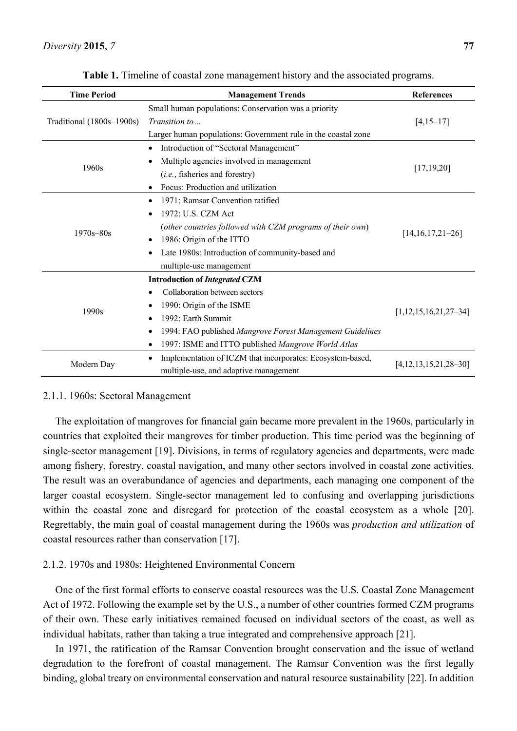**Table 1.** Timeline of coastal zone management history and the associated programs.

| Time Period | Management Trends | References |
| --- | --- | --- |
| Traditional (1800s–1900s) | Small human populations: Conservation was a priority<br>*Transition to…*<br>Larger human populations: Government rule in the coastal zone | [4,15–17] |
| 1960s | • Introduction of "Sectoral Management"<br>• Multiple agencies involved in management (*i.e.*, fisheries and forestry)<br>• Focus: Production and utilization | [17,19,20] |
| 1970s–80s | • 1971: Ramsar Convention ratified<br>• 1972: U.S. CZM Act (*other countries followed with CZM programs of their own*)<br>• 1986: Origin of the ITTO<br>• Late 1980s: Introduction of community-based and multiple-use management | [14,16,17,21–26] |
| 1990s | **Introduction of *Integrated* CZM**<br>• Collaboration between sectors<br>• 1990: Origin of the ISME<br>• 1992: Earth Summit<br>• 1994: FAO published *Mangrove Forest Management Guidelines*<br>• 1997: ISME and ITTO published *Mangrove World Atlas* | [1,12,15,16,21,27–34] |
| Modern Day | • Implementation of ICZM that incorporates: Ecosystem-based, multiple-use, and adaptive management | [4,12,13,15,21,28–30] |

### 2.1.1. 1960s: Sectoral Management

The exploitation of mangroves for financial gain became more prevalent in the 1960s, particularly in countries that exploited their mangroves for timber production. This time period was the beginning of single-sector management [19]. Divisions, in terms of regulatory agencies and departments, were made among fishery, forestry, coastal navigation, and many other sectors involved in coastal zone activities. The result was an overabundance of agencies and departments, each managing one component of the larger coastal ecosystem. Single-sector management led to confusing and overlapping jurisdictions within the coastal zone and disregard for protection of the coastal ecosystem as a whole [20]. Regrettably, the main goal of coastal management during the 1960s was *production and utilization* of coastal resources rather than conservation [17].

### 2.1.2. 1970s and 1980s: Heightened Environmental Concern

One of the first formal efforts to conserve coastal resources was the U.S. Coastal Zone Management Act of 1972. Following the example set by the U.S., a number of other countries formed CZM programs of their own. These early initiatives remained focused on individual sectors of the coast, as well as individual habitats, rather than taking a true integrated and comprehensive approach [21].

In 1971, the ratification of the Ramsar Convention brought conservation and the issue of wetland degradation to the forefront of coastal management. The Ramsar Convention was the first legally binding, global treaty on environmental conservation and natural resource sustainability [22]. In addition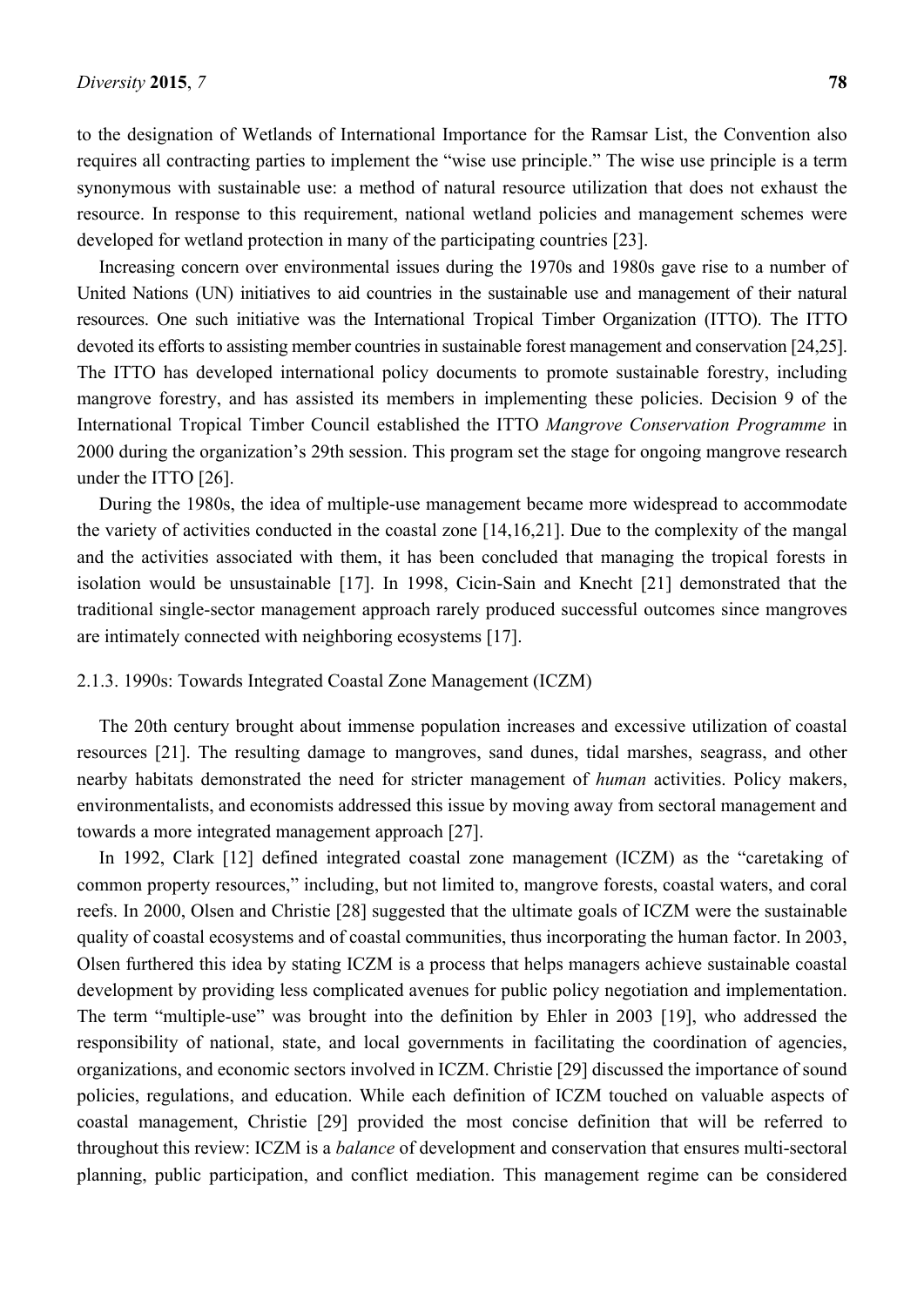to the designation of Wetlands of International Importance for the Ramsar List, the Convention also requires all contracting parties to implement the "wise use principle." The wise use principle is a term synonymous with sustainable use: a method of natural resource utilization that does not exhaust the resource. In response to this requirement, national wetland policies and management schemes were developed for wetland protection in many of the participating countries [23].

Increasing concern over environmental issues during the 1970s and 1980s gave rise to a number of United Nations (UN) initiatives to aid countries in the sustainable use and management of their natural resources. One such initiative was the International Tropical Timber Organization (ITTO). The ITTO devoted its efforts to assisting member countries in sustainable forest management and conservation [24,25]. The ITTO has developed international policy documents to promote sustainable forestry, including mangrove forestry, and has assisted its members in implementing these policies. Decision 9 of the International Tropical Timber Council established the ITTO *Mangrove Conservation Programme* in 2000 during the organization's 29th session. This program set the stage for ongoing mangrove research under the ITTO [26].

During the 1980s, the idea of multiple-use management became more widespread to accommodate the variety of activities conducted in the coastal zone [14,16,21]. Due to the complexity of the mangal and the activities associated with them, it has been concluded that managing the tropical forests in isolation would be unsustainable [17]. In 1998, Cicin-Sain and Knecht [21] demonstrated that the traditional single-sector management approach rarely produced successful outcomes since mangroves are intimately connected with neighboring ecosystems [17].

#### 2.1.3. 1990s: Towards Integrated Coastal Zone Management (ICZM)

The 20th century brought about immense population increases and excessive utilization of coastal resources [21]. The resulting damage to mangroves, sand dunes, tidal marshes, seagrass, and other nearby habitats demonstrated the need for stricter management of *human* activities. Policy makers, environmentalists, and economists addressed this issue by moving away from sectoral management and towards a more integrated management approach [27].

In 1992, Clark [12] defined integrated coastal zone management (ICZM) as the "caretaking of common property resources," including, but not limited to, mangrove forests, coastal waters, and coral reefs. In 2000, Olsen and Christie [28] suggested that the ultimate goals of ICZM were the sustainable quality of coastal ecosystems and of coastal communities, thus incorporating the human factor. In 2003, Olsen furthered this idea by stating ICZM is a process that helps managers achieve sustainable coastal development by providing less complicated avenues for public policy negotiation and implementation. The term "multiple-use" was brought into the definition by Ehler in 2003 [19], who addressed the responsibility of national, state, and local governments in facilitating the coordination of agencies, organizations, and economic sectors involved in ICZM. Christie [29] discussed the importance of sound policies, regulations, and education. While each definition of ICZM touched on valuable aspects of coastal management, Christie [29] provided the most concise definition that will be referred to throughout this review: ICZM is a *balance* of development and conservation that ensures multi-sectoral planning, public participation, and conflict mediation. This management regime can be considered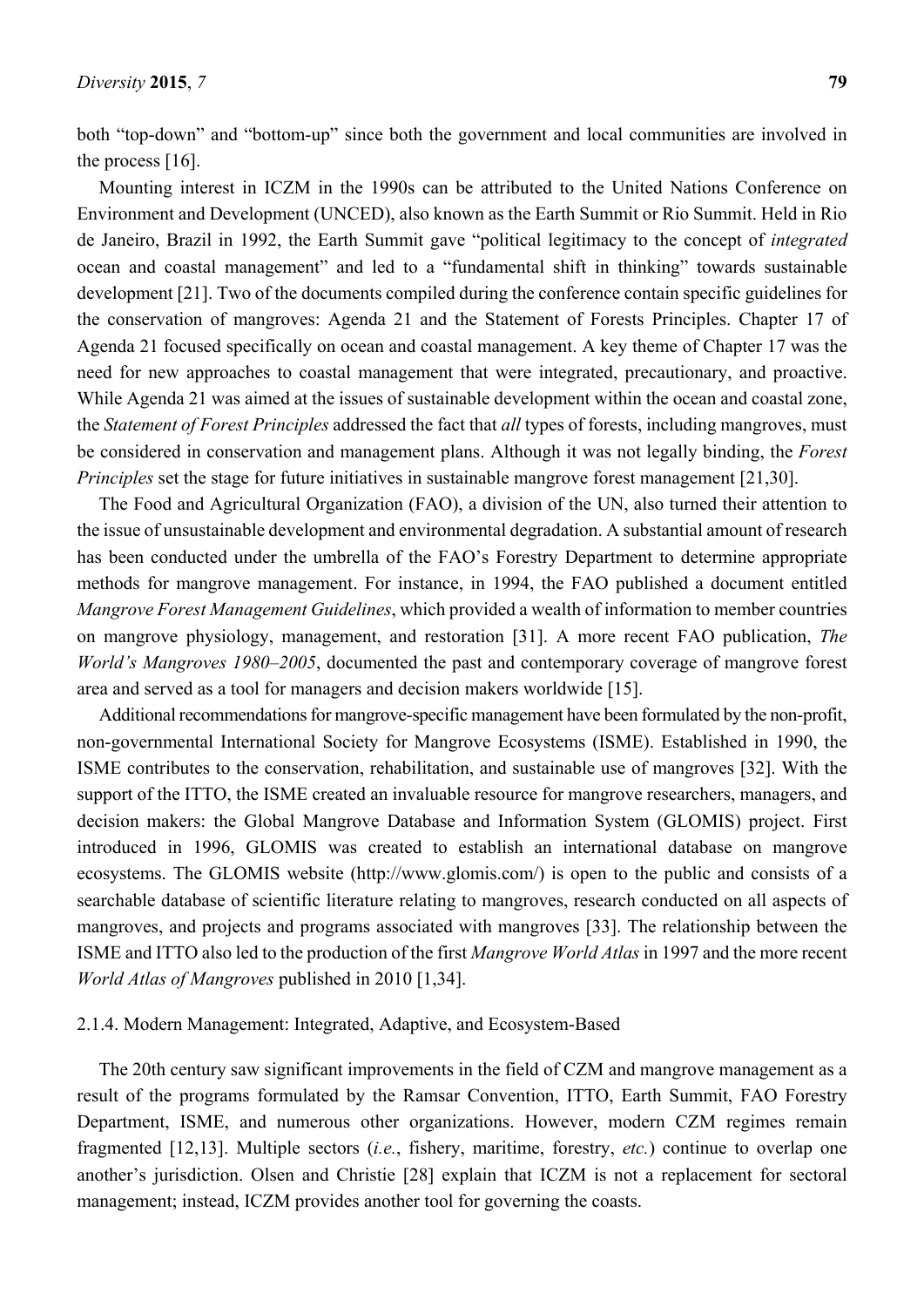both “top-down” and “bottom-up” since both the government and local communities are involved in the process [16].

Mounting interest in ICZM in the 1990s can be attributed to the United Nations Conference on Environment and Development (UNCED), also known as the Earth Summit or Rio Summit. Held in Rio de Janeiro, Brazil in 1992, the Earth Summit gave “political legitimacy to the concept of *integrated* ocean and coastal management” and led to a “fundamental shift in thinking” towards sustainable development [21]. Two of the documents compiled during the conference contain specific guidelines for the conservation of mangroves: Agenda 21 and the Statement of Forests Principles. Chapter 17 of Agenda 21 focused specifically on ocean and coastal management. A key theme of Chapter 17 was the need for new approaches to coastal management that were integrated, precautionary, and proactive. While Agenda 21 was aimed at the issues of sustainable development within the ocean and coastal zone, the *Statement of Forest Principles* addressed the fact that *all* types of forests, including mangroves, must be considered in conservation and management plans. Although it was not legally binding, the *Forest Principles* set the stage for future initiatives in sustainable mangrove forest management [21,30].

The Food and Agricultural Organization (FAO), a division of the UN, also turned their attention to the issue of unsustainable development and environmental degradation. A substantial amount of research has been conducted under the umbrella of the FAO’s Forestry Department to determine appropriate methods for mangrove management. For instance, in 1994, the FAO published a document entitled *Mangrove Forest Management Guidelines*, which provided a wealth of information to member countries on mangrove physiology, management, and restoration [31]. A more recent FAO publication, *The World’s Mangroves 1980–2005*, documented the past and contemporary coverage of mangrove forest area and served as a tool for managers and decision makers worldwide [15].

Additional recommendations for mangrove-specific management have been formulated by the non-profit, non-governmental International Society for Mangrove Ecosystems (ISME). Established in 1990, the ISME contributes to the conservation, rehabilitation, and sustainable use of mangroves [32]. With the support of the ITTO, the ISME created an invaluable resource for mangrove researchers, managers, and decision makers: the Global Mangrove Database and Information System (GLOMIS) project. First introduced in 1996, GLOMIS was created to establish an international database on mangrove ecosystems. The GLOMIS website (http://www.glomis.com/) is open to the public and consists of a searchable database of scientific literature relating to mangroves, research conducted on all aspects of mangroves, and projects and programs associated with mangroves [33]. The relationship between the ISME and ITTO also led to the production of the first *Mangrove World Atlas* in 1997 and the more recent *World Atlas of Mangroves* published in 2010 [1,34].

#### 2.1.4. Modern Management: Integrated, Adaptive, and Ecosystem-Based

The 20th century saw significant improvements in the field of CZM and mangrove management as a result of the programs formulated by the Ramsar Convention, ITTO, Earth Summit, FAO Forestry Department, ISME, and numerous other organizations. However, modern CZM regimes remain fragmented [12,13]. Multiple sectors (*i.e.*, fishery, maritime, forestry, *etc.*) continue to overlap one another’s jurisdiction. Olsen and Christie [28] explain that ICZM is not a replacement for sectoral management; instead, ICZM provides another tool for governing the coasts.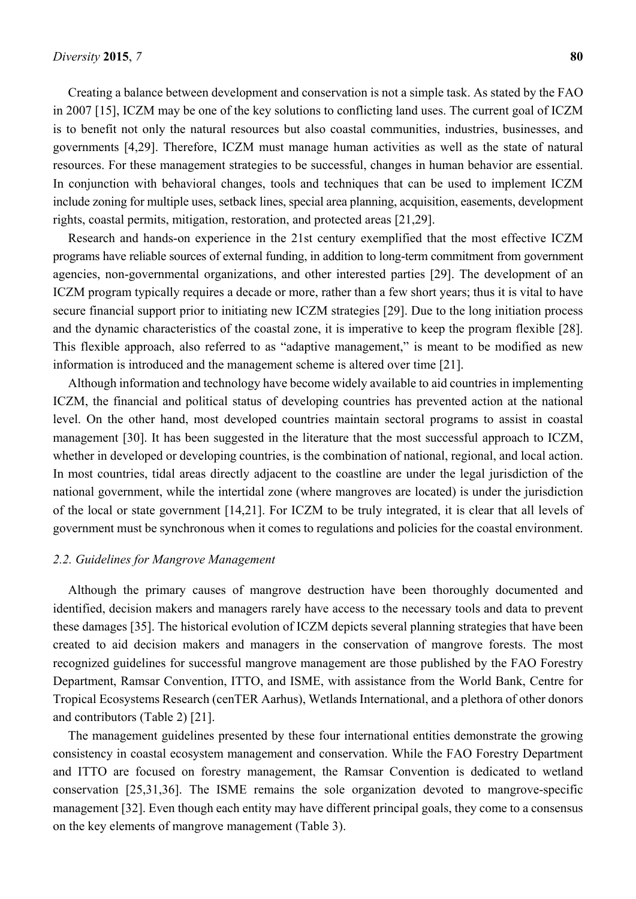Creating a balance between development and conservation is not a simple task. As stated by the FAO in 2007 [15], ICZM may be one of the key solutions to conflicting land uses. The current goal of ICZM is to benefit not only the natural resources but also coastal communities, industries, businesses, and governments [4,29]. Therefore, ICZM must manage human activities as well as the state of natural resources. For these management strategies to be successful, changes in human behavior are essential. In conjunction with behavioral changes, tools and techniques that can be used to implement ICZM include zoning for multiple uses, setback lines, special area planning, acquisition, easements, development rights, coastal permits, mitigation, restoration, and protected areas [21,29].

Research and hands-on experience in the 21st century exemplified that the most effective ICZM programs have reliable sources of external funding, in addition to long-term commitment from government agencies, non-governmental organizations, and other interested parties [29]. The development of an ICZM program typically requires a decade or more, rather than a few short years; thus it is vital to have secure financial support prior to initiating new ICZM strategies [29]. Due to the long initiation process and the dynamic characteristics of the coastal zone, it is imperative to keep the program flexible [28]. This flexible approach, also referred to as "adaptive management," is meant to be modified as new information is introduced and the management scheme is altered over time [21].

Although information and technology have become widely available to aid countries in implementing ICZM, the financial and political status of developing countries has prevented action at the national level. On the other hand, most developed countries maintain sectoral programs to assist in coastal management [30]. It has been suggested in the literature that the most successful approach to ICZM, whether in developed or developing countries, is the combination of national, regional, and local action. In most countries, tidal areas directly adjacent to the coastline are under the legal jurisdiction of the national government, while the intertidal zone (where mangroves are located) is under the jurisdiction of the local or state government [14,21]. For ICZM to be truly integrated, it is clear that all levels of government must be synchronous when it comes to regulations and policies for the coastal environment.

### *2.2. Guidelines for Mangrove Management*

Although the primary causes of mangrove destruction have been thoroughly documented and identified, decision makers and managers rarely have access to the necessary tools and data to prevent these damages [35]. The historical evolution of ICZM depicts several planning strategies that have been created to aid decision makers and managers in the conservation of mangrove forests. The most recognized guidelines for successful mangrove management are those published by the FAO Forestry Department, Ramsar Convention, ITTO, and ISME, with assistance from the World Bank, Centre for Tropical Ecosystems Research (cenTER Aarhus), Wetlands International, and a plethora of other donors and contributors (Table 2) [21].

The management guidelines presented by these four international entities demonstrate the growing consistency in coastal ecosystem management and conservation. While the FAO Forestry Department and ITTO are focused on forestry management, the Ramsar Convention is dedicated to wetland conservation [25,31,36]. The ISME remains the sole organization devoted to mangrove-specific management [32]. Even though each entity may have different principal goals, they come to a consensus on the key elements of mangrove management (Table 3).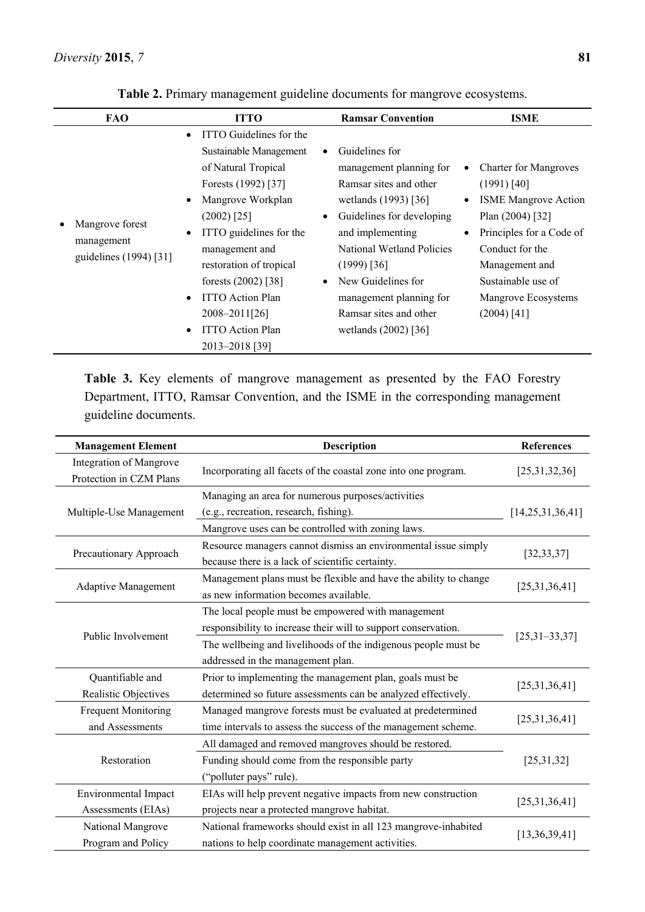**Table 2.** Primary management guideline documents for mangrove ecosystems.

| FAO | ITTO | Ramsar Convention | ISME |
|---|---|---|---|
| • Mangrove forest management guidelines (1994) [31] | • ITTO Guidelines for the Sustainable Management of Natural Tropical Forests (1992) [37]<br>• Mangrove Workplan (2002) [25]<br>• ITTO guidelines for the management and restoration of tropical forests (2002) [38]<br>• ITTO Action Plan 2008–2011[26]<br>• ITTO Action Plan 2013–2018 [39] | • Guidelines for management planning for Ramsar sites and other wetlands (1993) [36]<br>• Guidelines for developing and implementing National Wetland Policies (1999) [36]<br>• New Guidelines for management planning for Ramsar sites and other wetlands (2002) [36] | • Charter for Mangroves (1991) [40]<br>• ISME Mangrove Action Plan (2004) [32]<br>• Principles for a Code of Conduct for the Management and Sustainable use of Mangrove Ecosystems (2004) [41] |

**Table 3.** Key elements of mangrove management as presented by the FAO Forestry Department, ITTO, Ramsar Convention, and the ISME in the corresponding management guideline documents.

| Management Element | Description | References |
|---|---|---|
| Integration of Mangrove Protection in CZM Plans | Incorporating all facets of the coastal zone into one program. | [25,31,32,36] |
| Multiple-Use Management | Managing an area for numerous purposes/activities (e.g., recreation, research, fishing).<br>Mangrove uses can be controlled with zoning laws. | [14,25,31,36,41] |
| Precautionary Approach | Resource managers cannot dismiss an environmental issue simply because there is a lack of scientific certainty. | [32,33,37] |
| Adaptive Management | Management plans must be flexible and have the ability to change as new information becomes available. | [25,31,36,41] |
| Public Involvement | The local people must be empowered with management responsibility to increase their will to support conservation.<br>The wellbeing and livelihoods of the indigenous people must be addressed in the management plan. | [25,31–33,37] |
| Quantifiable and Realistic Objectives | Prior to implementing the management plan, goals must be determined so future assessments can be analyzed effectively. | [25,31,36,41] |
| Frequent Monitoring and Assessments | Managed mangrove forests must be evaluated at predetermined time intervals to assess the success of the management scheme. | [25,31,36,41] |
| Restoration | All damaged and removed mangroves should be restored.<br>Funding should come from the responsible party ("polluter pays" rule). | [25,31,32] |
| Environmental Impact Assessments (EIAs) | EIAs will help prevent negative impacts from new construction projects near a protected mangrove habitat. | [25,31,36,41] |
| National Mangrove Program and Policy | National frameworks should exist in all 123 mangrove-inhabited nations to help coordinate management activities. | [13,36,39,41] |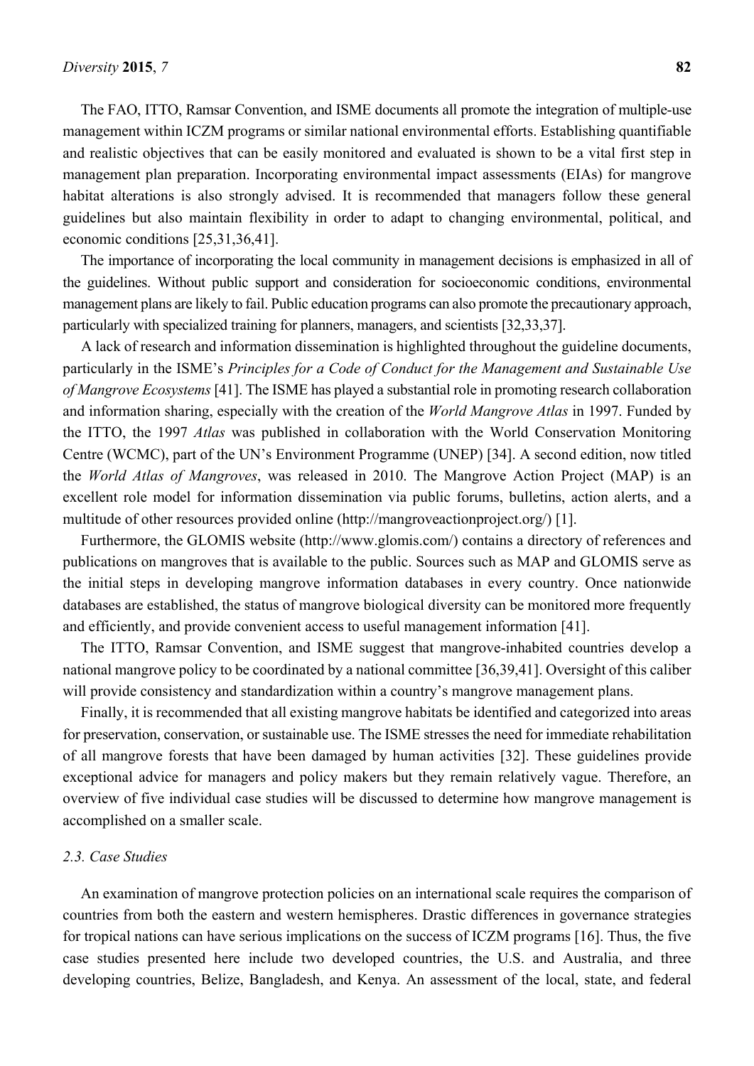The FAO, ITTO, Ramsar Convention, and ISME documents all promote the integration of multiple-use management within ICZM programs or similar national environmental efforts. Establishing quantifiable and realistic objectives that can be easily monitored and evaluated is shown to be a vital first step in management plan preparation. Incorporating environmental impact assessments (EIAs) for mangrove habitat alterations is also strongly advised. It is recommended that managers follow these general guidelines but also maintain flexibility in order to adapt to changing environmental, political, and economic conditions [25,31,36,41].

The importance of incorporating the local community in management decisions is emphasized in all of the guidelines. Without public support and consideration for socioeconomic conditions, environmental management plans are likely to fail. Public education programs can also promote the precautionary approach, particularly with specialized training for planners, managers, and scientists [32,33,37].

A lack of research and information dissemination is highlighted throughout the guideline documents, particularly in the ISME's *Principles for a Code of Conduct for the Management and Sustainable Use of Mangrove Ecosystems* [41]. The ISME has played a substantial role in promoting research collaboration and information sharing, especially with the creation of the *World Mangrove Atlas* in 1997. Funded by the ITTO, the 1997 *Atlas* was published in collaboration with the World Conservation Monitoring Centre (WCMC), part of the UN's Environment Programme (UNEP) [34]. A second edition, now titled the *World Atlas of Mangroves*, was released in 2010. The Mangrove Action Project (MAP) is an excellent role model for information dissemination via public forums, bulletins, action alerts, and a multitude of other resources provided online (http://mangroveactionproject.org/) [1].

Furthermore, the GLOMIS website (http://www.glomis.com/) contains a directory of references and publications on mangroves that is available to the public. Sources such as MAP and GLOMIS serve as the initial steps in developing mangrove information databases in every country. Once nationwide databases are established, the status of mangrove biological diversity can be monitored more frequently and efficiently, and provide convenient access to useful management information [41].

The ITTO, Ramsar Convention, and ISME suggest that mangrove-inhabited countries develop a national mangrove policy to be coordinated by a national committee [36,39,41]. Oversight of this caliber will provide consistency and standardization within a country's mangrove management plans.

Finally, it is recommended that all existing mangrove habitats be identified and categorized into areas for preservation, conservation, or sustainable use. The ISME stresses the need for immediate rehabilitation of all mangrove forests that have been damaged by human activities [32]. These guidelines provide exceptional advice for managers and policy makers but they remain relatively vague. Therefore, an overview of five individual case studies will be discussed to determine how mangrove management is accomplished on a smaller scale.

### 2.3. Case Studies

An examination of mangrove protection policies on an international scale requires the comparison of countries from both the eastern and western hemispheres. Drastic differences in governance strategies for tropical nations can have serious implications on the success of ICZM programs [16]. Thus, the five case studies presented here include two developed countries, the U.S. and Australia, and three developing countries, Belize, Bangladesh, and Kenya. An assessment of the local, state, and federal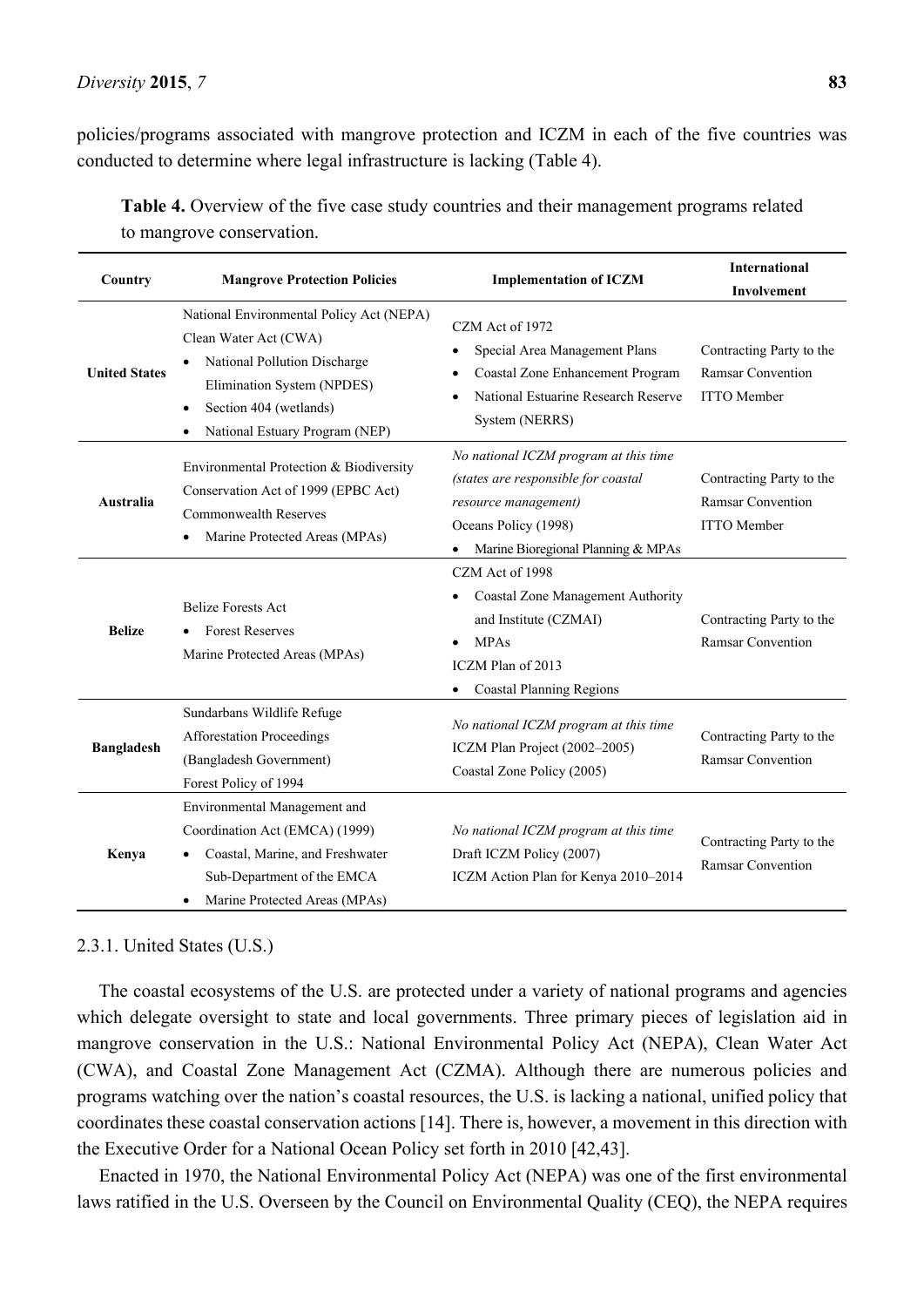policies/programs associated with mangrove protection and ICZM in each of the five countries was conducted to determine where legal infrastructure is lacking (Table 4).

**Table 4.** Overview of the five case study countries and their management programs related to mangrove conservation.

| Country | Mangrove Protection Policies | Implementation of ICZM | International Involvement |
|---|---|---|---|
| **United States** | National Environmental Policy Act (NEPA)<br>Clean Water Act (CWA)<br>• National Pollution Discharge Elimination System (NPDES)<br>• Section 404 (wetlands)<br>• National Estuary Program (NEP) | CZM Act of 1972<br>• Special Area Management Plans<br>• Coastal Zone Enhancement Program<br>• National Estuarine Research Reserve System (NERRS) | Contracting Party to the Ramsar Convention<br>ITTO Member |
| **Australia** | Environmental Protection & Biodiversity Conservation Act of 1999 (EPBC Act)<br>Commonwealth Reserves<br>• Marine Protected Areas (MPAs) | *No national ICZM program at this time (states are responsible for coastal resource management)*<br>Oceans Policy (1998)<br>• Marine Bioregional Planning & MPAs | Contracting Party to the Ramsar Convention<br>ITTO Member |
| **Belize** | Belize Forests Act<br>• Forest Reserves<br>Marine Protected Areas (MPAs) | CZM Act of 1998<br>• Coastal Zone Management Authority and Institute (CZMAI)<br>• MPAs<br>ICZM Plan of 2013<br>• Coastal Planning Regions | Contracting Party to the Ramsar Convention |
| **Bangladesh** | Sundarbans Wildlife Refuge<br>Afforestation Proceedings (Bangladesh Government)<br>Forest Policy of 1994 | *No national ICZM program at this time*<br>ICZM Plan Project (2002–2005)<br>Coastal Zone Policy (2005) | Contracting Party to the Ramsar Convention |
| **Kenya** | Environmental Management and Coordination Act (EMCA) (1999)<br>• Coastal, Marine, and Freshwater Sub-Department of the EMCA<br>• Marine Protected Areas (MPAs) | *No national ICZM program at this time*<br>Draft ICZM Policy (2007)<br>ICZM Action Plan for Kenya 2010–2014 | Contracting Party to the Ramsar Convention |

### 2.3.1. United States (U.S.)

The coastal ecosystems of the U.S. are protected under a variety of national programs and agencies which delegate oversight to state and local governments. Three primary pieces of legislation aid in mangrove conservation in the U.S.: National Environmental Policy Act (NEPA), Clean Water Act (CWA), and Coastal Zone Management Act (CZMA). Although there are numerous policies and programs watching over the nation's coastal resources, the U.S. is lacking a national, unified policy that coordinates these coastal conservation actions [14]. There is, however, a movement in this direction with the Executive Order for a National Ocean Policy set forth in 2010 [42,43].

Enacted in 1970, the National Environmental Policy Act (NEPA) was one of the first environmental laws ratified in the U.S. Overseen by the Council on Environmental Quality (CEQ), the NEPA requires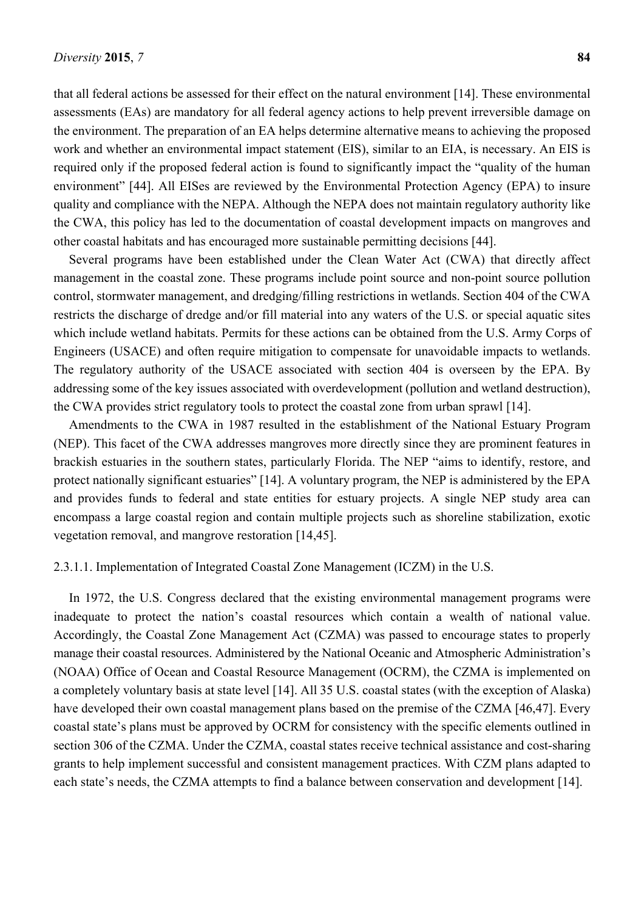that all federal actions be assessed for their effect on the natural environment [14]. These environmental assessments (EAs) are mandatory for all federal agency actions to help prevent irreversible damage on the environment. The preparation of an EA helps determine alternative means to achieving the proposed work and whether an environmental impact statement (EIS), similar to an EIA, is necessary. An EIS is required only if the proposed federal action is found to significantly impact the "quality of the human environment" [44]. All EISes are reviewed by the Environmental Protection Agency (EPA) to insure quality and compliance with the NEPA. Although the NEPA does not maintain regulatory authority like the CWA, this policy has led to the documentation of coastal development impacts on mangroves and other coastal habitats and has encouraged more sustainable permitting decisions [44].

Several programs have been established under the Clean Water Act (CWA) that directly affect management in the coastal zone. These programs include point source and non-point source pollution control, stormwater management, and dredging/filling restrictions in wetlands. Section 404 of the CWA restricts the discharge of dredge and/or fill material into any waters of the U.S. or special aquatic sites which include wetland habitats. Permits for these actions can be obtained from the U.S. Army Corps of Engineers (USACE) and often require mitigation to compensate for unavoidable impacts to wetlands. The regulatory authority of the USACE associated with section 404 is overseen by the EPA. By addressing some of the key issues associated with overdevelopment (pollution and wetland destruction), the CWA provides strict regulatory tools to protect the coastal zone from urban sprawl [14].

Amendments to the CWA in 1987 resulted in the establishment of the National Estuary Program (NEP). This facet of the CWA addresses mangroves more directly since they are prominent features in brackish estuaries in the southern states, particularly Florida. The NEP "aims to identify, restore, and protect nationally significant estuaries" [14]. A voluntary program, the NEP is administered by the EPA and provides funds to federal and state entities for estuary projects. A single NEP study area can encompass a large coastal region and contain multiple projects such as shoreline stabilization, exotic vegetation removal, and mangrove restoration [14,45].

#### 2.3.1.1. Implementation of Integrated Coastal Zone Management (ICZM) in the U.S.

In 1972, the U.S. Congress declared that the existing environmental management programs were inadequate to protect the nation's coastal resources which contain a wealth of national value. Accordingly, the Coastal Zone Management Act (CZMA) was passed to encourage states to properly manage their coastal resources. Administered by the National Oceanic and Atmospheric Administration's (NOAA) Office of Ocean and Coastal Resource Management (OCRM), the CZMA is implemented on a completely voluntary basis at state level [14]. All 35 U.S. coastal states (with the exception of Alaska) have developed their own coastal management plans based on the premise of the CZMA [46,47]. Every coastal state's plans must be approved by OCRM for consistency with the specific elements outlined in section 306 of the CZMA. Under the CZMA, coastal states receive technical assistance and cost-sharing grants to help implement successful and consistent management practices. With CZM plans adapted to each state's needs, the CZMA attempts to find a balance between conservation and development [14].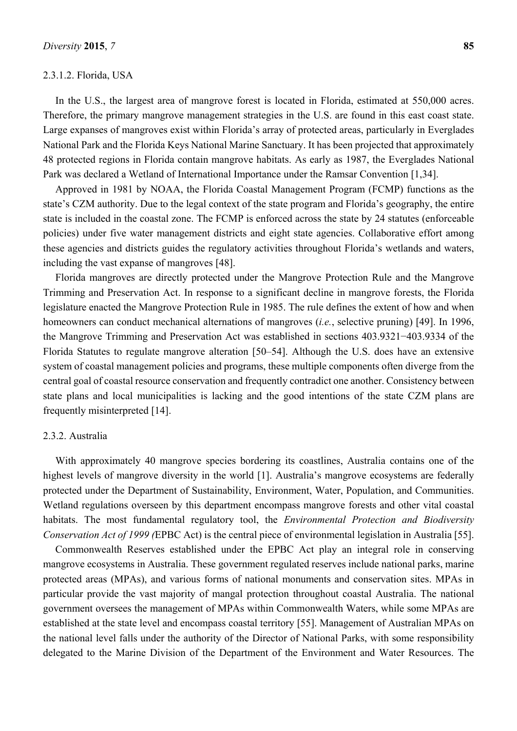#### 2.3.1.2. Florida, USA

In the U.S., the largest area of mangrove forest is located in Florida, estimated at 550,000 acres. Therefore, the primary mangrove management strategies in the U.S. are found in this east coast state. Large expanses of mangroves exist within Florida's array of protected areas, particularly in Everglades National Park and the Florida Keys National Marine Sanctuary. It has been projected that approximately 48 protected regions in Florida contain mangrove habitats. As early as 1987, the Everglades National Park was declared a Wetland of International Importance under the Ramsar Convention [1,34].

Approved in 1981 by NOAA, the Florida Coastal Management Program (FCMP) functions as the state's CZM authority. Due to the legal context of the state program and Florida's geography, the entire state is included in the coastal zone. The FCMP is enforced across the state by 24 statutes (enforceable policies) under five water management districts and eight state agencies. Collaborative effort among these agencies and districts guides the regulatory activities throughout Florida's wetlands and waters, including the vast expanse of mangroves [48].

Florida mangroves are directly protected under the Mangrove Protection Rule and the Mangrove Trimming and Preservation Act. In response to a significant decline in mangrove forests, the Florida legislature enacted the Mangrove Protection Rule in 1985. The rule defines the extent of how and when homeowners can conduct mechanical alternations of mangroves (*i.e.*, selective pruning) [49]. In 1996, the Mangrove Trimming and Preservation Act was established in sections 403.9321−403.9334 of the Florida Statutes to regulate mangrove alteration [50–54]. Although the U.S. does have an extensive system of coastal management policies and programs, these multiple components often diverge from the central goal of coastal resource conservation and frequently contradict one another. Consistency between state plans and local municipalities is lacking and the good intentions of the state CZM plans are frequently misinterpreted [14].

### 2.3.2. Australia

With approximately 40 mangrove species bordering its coastlines, Australia contains one of the highest levels of mangrove diversity in the world [1]. Australia's mangrove ecosystems are federally protected under the Department of Sustainability, Environment, Water, Population, and Communities. Wetland regulations overseen by this department encompass mangrove forests and other vital coastal habitats. The most fundamental regulatory tool, the *Environmental Protection and Biodiversity Conservation Act of 1999 (*EPBC Act) is the central piece of environmental legislation in Australia [55].

Commonwealth Reserves established under the EPBC Act play an integral role in conserving mangrove ecosystems in Australia. These government regulated reserves include national parks, marine protected areas (MPAs), and various forms of national monuments and conservation sites. MPAs in particular provide the vast majority of mangal protection throughout coastal Australia. The national government oversees the management of MPAs within Commonwealth Waters, while some MPAs are established at the state level and encompass coastal territory [55]. Management of Australian MPAs on the national level falls under the authority of the Director of National Parks, with some responsibility delegated to the Marine Division of the Department of the Environment and Water Resources. The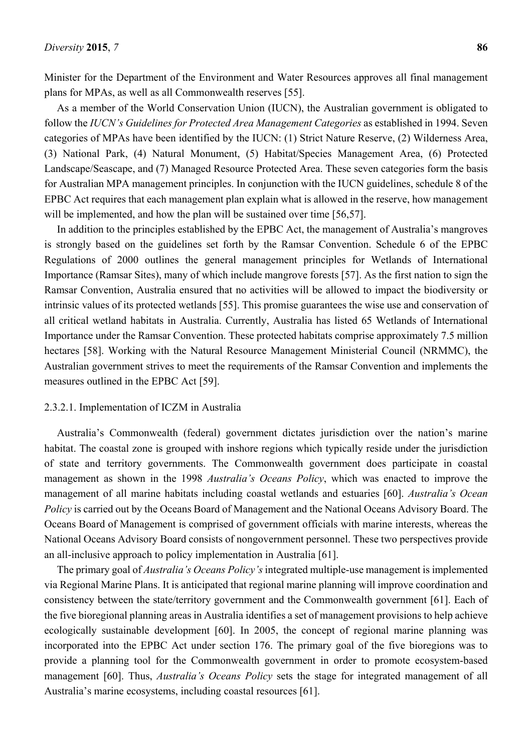Minister for the Department of the Environment and Water Resources approves all final management plans for MPAs, as well as all Commonwealth reserves [55].

As a member of the World Conservation Union (IUCN), the Australian government is obligated to follow the *IUCN's Guidelines for Protected Area Management Categories* as established in 1994. Seven categories of MPAs have been identified by the IUCN: (1) Strict Nature Reserve, (2) Wilderness Area, (3) National Park, (4) Natural Monument, (5) Habitat/Species Management Area, (6) Protected Landscape/Seascape, and (7) Managed Resource Protected Area. These seven categories form the basis for Australian MPA management principles. In conjunction with the IUCN guidelines, schedule 8 of the EPBC Act requires that each management plan explain what is allowed in the reserve, how management will be implemented, and how the plan will be sustained over time [56,57].

In addition to the principles established by the EPBC Act, the management of Australia's mangroves is strongly based on the guidelines set forth by the Ramsar Convention. Schedule 6 of the EPBC Regulations of 2000 outlines the general management principles for Wetlands of International Importance (Ramsar Sites), many of which include mangrove forests [57]. As the first nation to sign the Ramsar Convention, Australia ensured that no activities will be allowed to impact the biodiversity or intrinsic values of its protected wetlands [55]. This promise guarantees the wise use and conservation of all critical wetland habitats in Australia. Currently, Australia has listed 65 Wetlands of International Importance under the Ramsar Convention. These protected habitats comprise approximately 7.5 million hectares [58]. Working with the Natural Resource Management Ministerial Council (NRMMC), the Australian government strives to meet the requirements of the Ramsar Convention and implements the measures outlined in the EPBC Act [59].

#### 2.3.2.1. Implementation of ICZM in Australia

Australia's Commonwealth (federal) government dictates jurisdiction over the nation's marine habitat. The coastal zone is grouped with inshore regions which typically reside under the jurisdiction of state and territory governments. The Commonwealth government does participate in coastal management as shown in the 1998 *Australia's Oceans Policy*, which was enacted to improve the management of all marine habitats including coastal wetlands and estuaries [60]. *Australia's Ocean Policy* is carried out by the Oceans Board of Management and the National Oceans Advisory Board. The Oceans Board of Management is comprised of government officials with marine interests, whereas the National Oceans Advisory Board consists of nongovernment personnel. These two perspectives provide an all-inclusive approach to policy implementation in Australia [61].

The primary goal of *Australia's Oceans Policy's* integrated multiple-use management is implemented via Regional Marine Plans. It is anticipated that regional marine planning will improve coordination and consistency between the state/territory government and the Commonwealth government [61]. Each of the five bioregional planning areas in Australia identifies a set of management provisions to help achieve ecologically sustainable development [60]. In 2005, the concept of regional marine planning was incorporated into the EPBC Act under section 176. The primary goal of the five bioregions was to provide a planning tool for the Commonwealth government in order to promote ecosystem-based management [60]. Thus, *Australia's Oceans Policy* sets the stage for integrated management of all Australia's marine ecosystems, including coastal resources [61].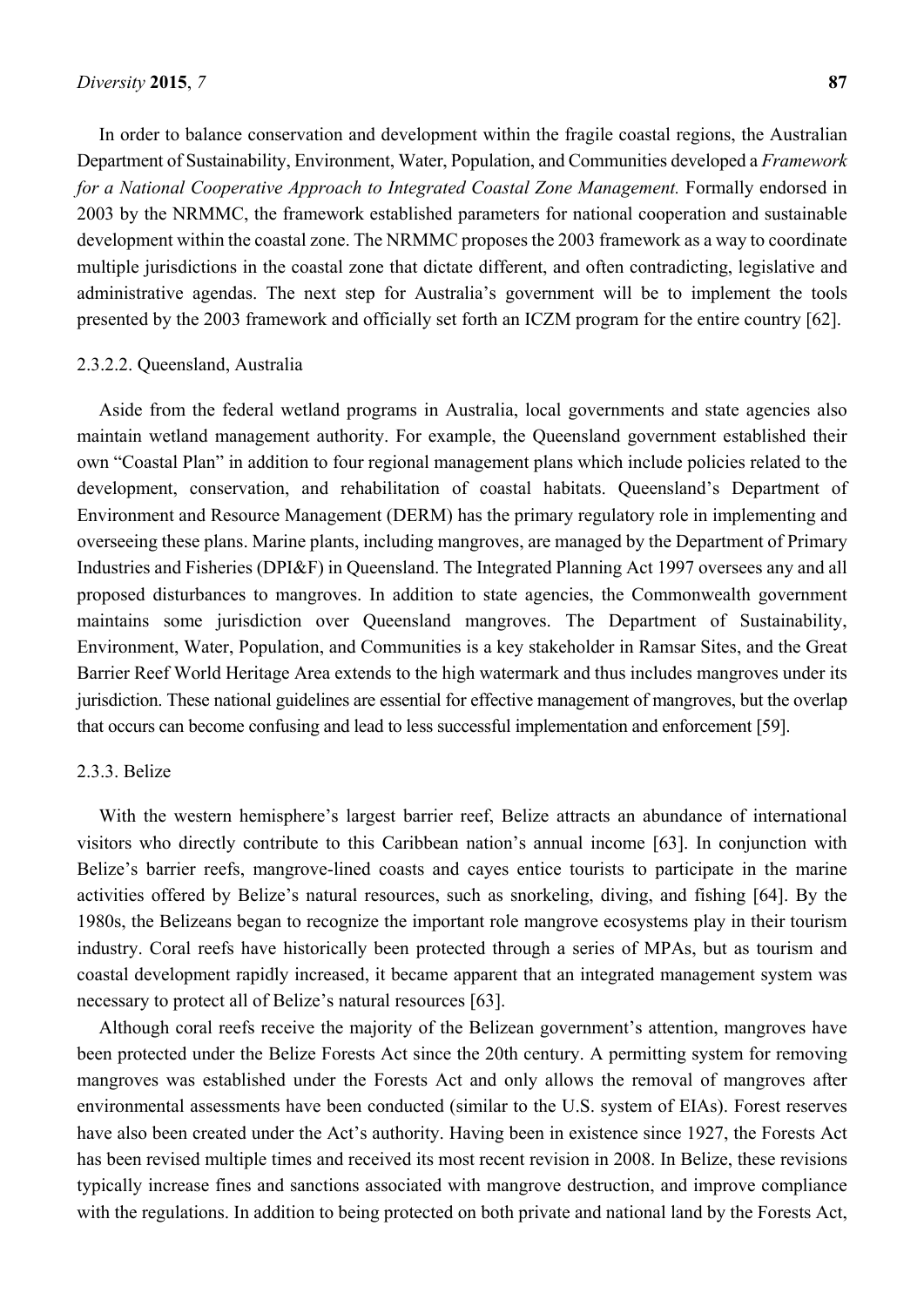In order to balance conservation and development within the fragile coastal regions, the Australian Department of Sustainability, Environment, Water, Population, and Communities developed a *Framework for a National Cooperative Approach to Integrated Coastal Zone Management.* Formally endorsed in 2003 by the NRMMC, the framework established parameters for national cooperation and sustainable development within the coastal zone. The NRMMC proposes the 2003 framework as a way to coordinate multiple jurisdictions in the coastal zone that dictate different, and often contradicting, legislative and administrative agendas. The next step for Australia's government will be to implement the tools presented by the 2003 framework and officially set forth an ICZM program for the entire country [62].

#### 2.3.2.2. Queensland, Australia

Aside from the federal wetland programs in Australia, local governments and state agencies also maintain wetland management authority. For example, the Queensland government established their own "Coastal Plan" in addition to four regional management plans which include policies related to the development, conservation, and rehabilitation of coastal habitats. Queensland's Department of Environment and Resource Management (DERM) has the primary regulatory role in implementing and overseeing these plans. Marine plants, including mangroves, are managed by the Department of Primary Industries and Fisheries (DPI&F) in Queensland. The Integrated Planning Act 1997 oversees any and all proposed disturbances to mangroves. In addition to state agencies, the Commonwealth government maintains some jurisdiction over Queensland mangroves. The Department of Sustainability, Environment, Water, Population, and Communities is a key stakeholder in Ramsar Sites, and the Great Barrier Reef World Heritage Area extends to the high watermark and thus includes mangroves under its jurisdiction. These national guidelines are essential for effective management of mangroves, but the overlap that occurs can become confusing and lead to less successful implementation and enforcement [59].

### 2.3.3. Belize

With the western hemisphere's largest barrier reef, Belize attracts an abundance of international visitors who directly contribute to this Caribbean nation's annual income [63]. In conjunction with Belize's barrier reefs, mangrove-lined coasts and cayes entice tourists to participate in the marine activities offered by Belize's natural resources, such as snorkeling, diving, and fishing [64]. By the 1980s, the Belizeans began to recognize the important role mangrove ecosystems play in their tourism industry. Coral reefs have historically been protected through a series of MPAs, but as tourism and coastal development rapidly increased, it became apparent that an integrated management system was necessary to protect all of Belize's natural resources [63].

Although coral reefs receive the majority of the Belizean government's attention, mangroves have been protected under the Belize Forests Act since the 20th century. A permitting system for removing mangroves was established under the Forests Act and only allows the removal of mangroves after environmental assessments have been conducted (similar to the U.S. system of EIAs). Forest reserves have also been created under the Act's authority. Having been in existence since 1927, the Forests Act has been revised multiple times and received its most recent revision in 2008. In Belize, these revisions typically increase fines and sanctions associated with mangrove destruction, and improve compliance with the regulations. In addition to being protected on both private and national land by the Forests Act,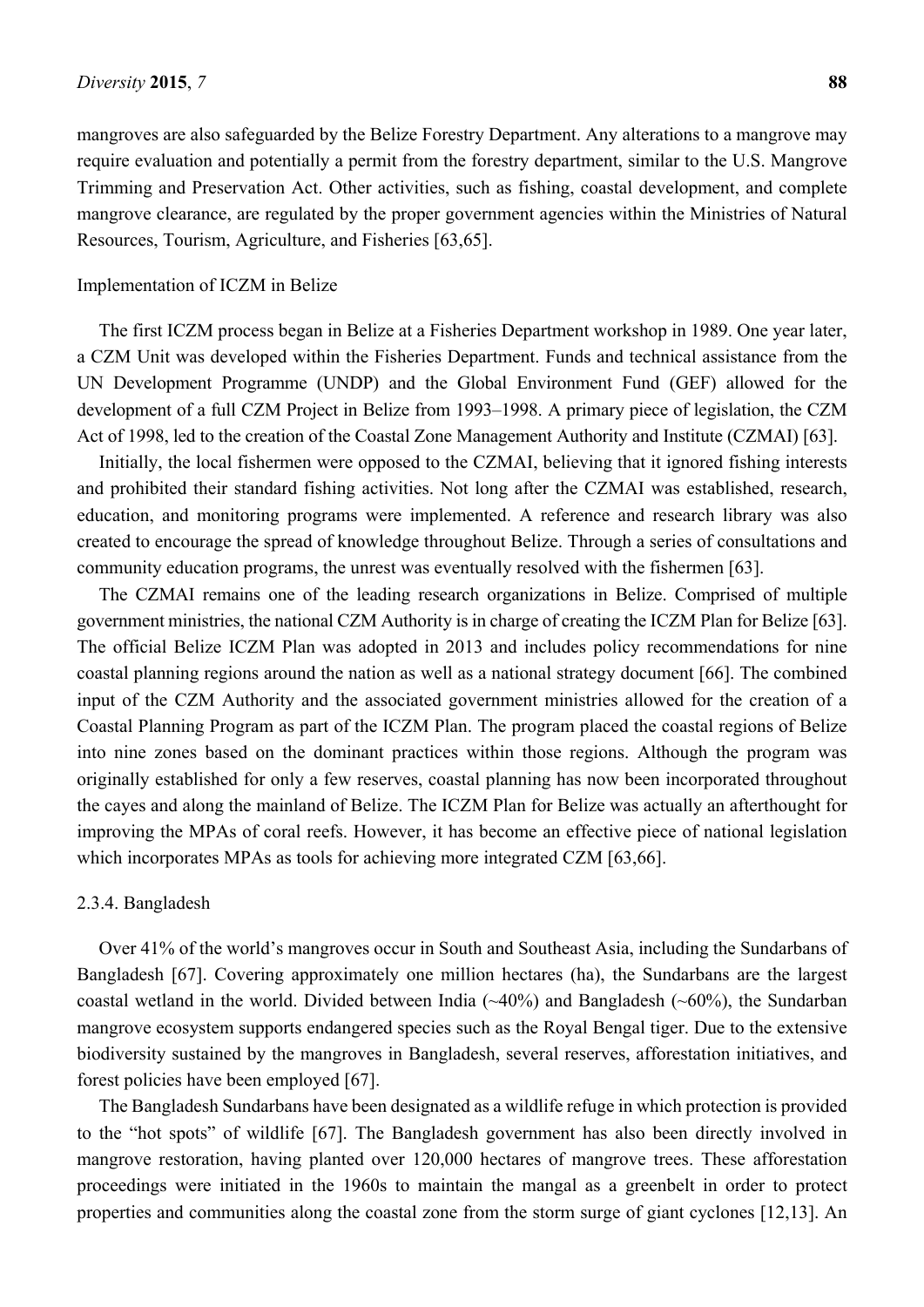mangroves are also safeguarded by the Belize Forestry Department. Any alterations to a mangrove may require evaluation and potentially a permit from the forestry department, similar to the U.S. Mangrove Trimming and Preservation Act. Other activities, such as fishing, coastal development, and complete mangrove clearance, are regulated by the proper government agencies within the Ministries of Natural Resources, Tourism, Agriculture, and Fisheries [63,65].

Implementation of ICZM in Belize

The first ICZM process began in Belize at a Fisheries Department workshop in 1989. One year later, a CZM Unit was developed within the Fisheries Department. Funds and technical assistance from the UN Development Programme (UNDP) and the Global Environment Fund (GEF) allowed for the development of a full CZM Project in Belize from 1993–1998. A primary piece of legislation, the CZM Act of 1998, led to the creation of the Coastal Zone Management Authority and Institute (CZMAI) [63].

Initially, the local fishermen were opposed to the CZMAI, believing that it ignored fishing interests and prohibited their standard fishing activities. Not long after the CZMAI was established, research, education, and monitoring programs were implemented. A reference and research library was also created to encourage the spread of knowledge throughout Belize. Through a series of consultations and community education programs, the unrest was eventually resolved with the fishermen [63].

The CZMAI remains one of the leading research organizations in Belize. Comprised of multiple government ministries, the national CZM Authority is in charge of creating the ICZM Plan for Belize [63]. The official Belize ICZM Plan was adopted in 2013 and includes policy recommendations for nine coastal planning regions around the nation as well as a national strategy document [66]. The combined input of the CZM Authority and the associated government ministries allowed for the creation of a Coastal Planning Program as part of the ICZM Plan. The program placed the coastal regions of Belize into nine zones based on the dominant practices within those regions. Although the program was originally established for only a few reserves, coastal planning has now been incorporated throughout the cayes and along the mainland of Belize. The ICZM Plan for Belize was actually an afterthought for improving the MPAs of coral reefs. However, it has become an effective piece of national legislation which incorporates MPAs as tools for achieving more integrated CZM [63,66].

#### 2.3.4. Bangladesh

Over 41% of the world's mangroves occur in South and Southeast Asia, including the Sundarbans of Bangladesh [67]. Covering approximately one million hectares (ha), the Sundarbans are the largest coastal wetland in the world. Divided between India (~40%) and Bangladesh (~60%), the Sundarban mangrove ecosystem supports endangered species such as the Royal Bengal tiger. Due to the extensive biodiversity sustained by the mangroves in Bangladesh, several reserves, afforestation initiatives, and forest policies have been employed [67].

The Bangladesh Sundarbans have been designated as a wildlife refuge in which protection is provided to the "hot spots" of wildlife [67]. The Bangladesh government has also been directly involved in mangrove restoration, having planted over 120,000 hectares of mangrove trees. These afforestation proceedings were initiated in the 1960s to maintain the mangal as a greenbelt in order to protect properties and communities along the coastal zone from the storm surge of giant cyclones [12,13]. An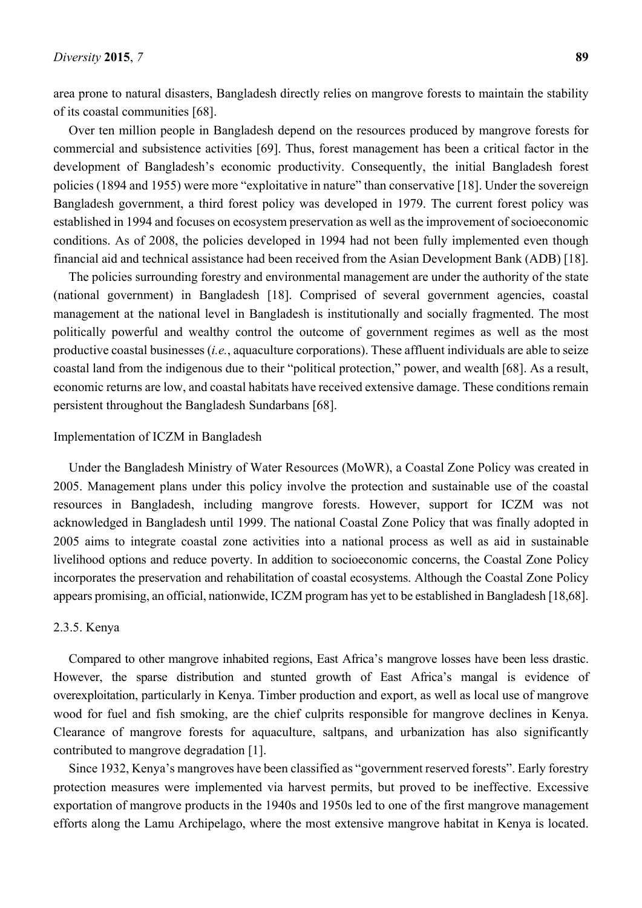area prone to natural disasters, Bangladesh directly relies on mangrove forests to maintain the stability of its coastal communities [68].

Over ten million people in Bangladesh depend on the resources produced by mangrove forests for commercial and subsistence activities [69]. Thus, forest management has been a critical factor in the development of Bangladesh's economic productivity. Consequently, the initial Bangladesh forest policies (1894 and 1955) were more "exploitative in nature" than conservative [18]. Under the sovereign Bangladesh government, a third forest policy was developed in 1979. The current forest policy was established in 1994 and focuses on ecosystem preservation as well as the improvement of socioeconomic conditions. As of 2008, the policies developed in 1994 had not been fully implemented even though financial aid and technical assistance had been received from the Asian Development Bank (ADB) [18].

The policies surrounding forestry and environmental management are under the authority of the state (national government) in Bangladesh [18]. Comprised of several government agencies, coastal management at the national level in Bangladesh is institutionally and socially fragmented. The most politically powerful and wealthy control the outcome of government regimes as well as the most productive coastal businesses (*i.e.*, aquaculture corporations). These affluent individuals are able to seize coastal land from the indigenous due to their "political protection," power, and wealth [68]. As a result, economic returns are low, and coastal habitats have received extensive damage. These conditions remain persistent throughout the Bangladesh Sundarbans [68].

Implementation of ICZM in Bangladesh

Under the Bangladesh Ministry of Water Resources (MoWR), a Coastal Zone Policy was created in 2005. Management plans under this policy involve the protection and sustainable use of the coastal resources in Bangladesh, including mangrove forests. However, support for ICZM was not acknowledged in Bangladesh until 1999. The national Coastal Zone Policy that was finally adopted in 2005 aims to integrate coastal zone activities into a national process as well as aid in sustainable livelihood options and reduce poverty. In addition to socioeconomic concerns, the Coastal Zone Policy incorporates the preservation and rehabilitation of coastal ecosystems. Although the Coastal Zone Policy appears promising, an official, nationwide, ICZM program has yet to be established in Bangladesh [18,68].

#### 2.3.5. Kenya

Compared to other mangrove inhabited regions, East Africa's mangrove losses have been less drastic. However, the sparse distribution and stunted growth of East Africa's mangal is evidence of overexploitation, particularly in Kenya. Timber production and export, as well as local use of mangrove wood for fuel and fish smoking, are the chief culprits responsible for mangrove declines in Kenya. Clearance of mangrove forests for aquaculture, saltpans, and urbanization has also significantly contributed to mangrove degradation [1].

Since 1932, Kenya's mangroves have been classified as "government reserved forests". Early forestry protection measures were implemented via harvest permits, but proved to be ineffective. Excessive exportation of mangrove products in the 1940s and 1950s led to one of the first mangrove management efforts along the Lamu Archipelago, where the most extensive mangrove habitat in Kenya is located.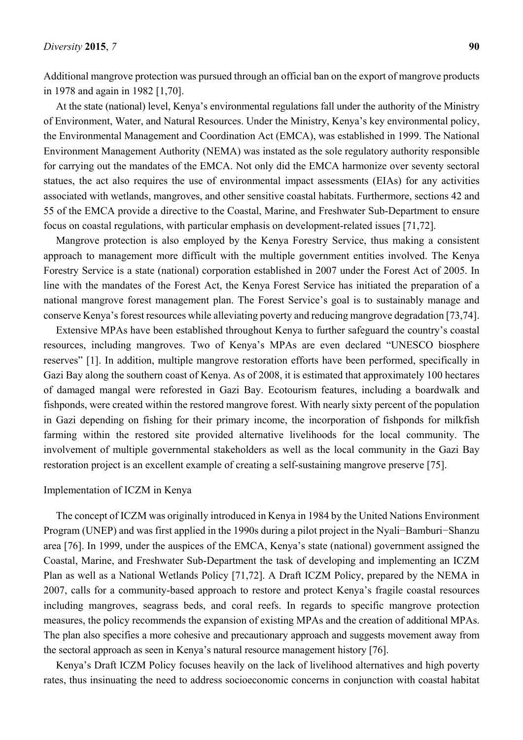Additional mangrove protection was pursued through an official ban on the export of mangrove products in 1978 and again in 1982 [1,70].

At the state (national) level, Kenya's environmental regulations fall under the authority of the Ministry of Environment, Water, and Natural Resources. Under the Ministry, Kenya's key environmental policy, the Environmental Management and Coordination Act (EMCA), was established in 1999. The National Environment Management Authority (NEMA) was instated as the sole regulatory authority responsible for carrying out the mandates of the EMCA. Not only did the EMCA harmonize over seventy sectoral statues, the act also requires the use of environmental impact assessments (EIAs) for any activities associated with wetlands, mangroves, and other sensitive coastal habitats. Furthermore, sections 42 and 55 of the EMCA provide a directive to the Coastal, Marine, and Freshwater Sub-Department to ensure focus on coastal regulations, with particular emphasis on development-related issues [71,72].

Mangrove protection is also employed by the Kenya Forestry Service, thus making a consistent approach to management more difficult with the multiple government entities involved. The Kenya Forestry Service is a state (national) corporation established in 2007 under the Forest Act of 2005. In line with the mandates of the Forest Act, the Kenya Forest Service has initiated the preparation of a national mangrove forest management plan. The Forest Service's goal is to sustainably manage and conserve Kenya's forest resources while alleviating poverty and reducing mangrove degradation [73,74].

Extensive MPAs have been established throughout Kenya to further safeguard the country's coastal resources, including mangroves. Two of Kenya's MPAs are even declared "UNESCO biosphere reserves" [1]. In addition, multiple mangrove restoration efforts have been performed, specifically in Gazi Bay along the southern coast of Kenya. As of 2008, it is estimated that approximately 100 hectares of damaged mangal were reforested in Gazi Bay. Ecotourism features, including a boardwalk and fishponds, were created within the restored mangrove forest. With nearly sixty percent of the population in Gazi depending on fishing for their primary income, the incorporation of fishponds for milkfish farming within the restored site provided alternative livelihoods for the local community. The involvement of multiple governmental stakeholders as well as the local community in the Gazi Bay restoration project is an excellent example of creating a self-sustaining mangrove preserve [75].

### Implementation of ICZM in Kenya

The concept of ICZM was originally introduced in Kenya in 1984 by the United Nations Environment Program (UNEP) and was first applied in the 1990s during a pilot project in the Nyali−Bamburi−Shanzu area [76]. In 1999, under the auspices of the EMCA, Kenya's state (national) government assigned the Coastal, Marine, and Freshwater Sub-Department the task of developing and implementing an ICZM Plan as well as a National Wetlands Policy [71,72]. A Draft ICZM Policy, prepared by the NEMA in 2007, calls for a community-based approach to restore and protect Kenya's fragile coastal resources including mangroves, seagrass beds, and coral reefs. In regards to specific mangrove protection measures, the policy recommends the expansion of existing MPAs and the creation of additional MPAs. The plan also specifies a more cohesive and precautionary approach and suggests movement away from the sectoral approach as seen in Kenya's natural resource management history [76].

Kenya's Draft ICZM Policy focuses heavily on the lack of livelihood alternatives and high poverty rates, thus insinuating the need to address socioeconomic concerns in conjunction with coastal habitat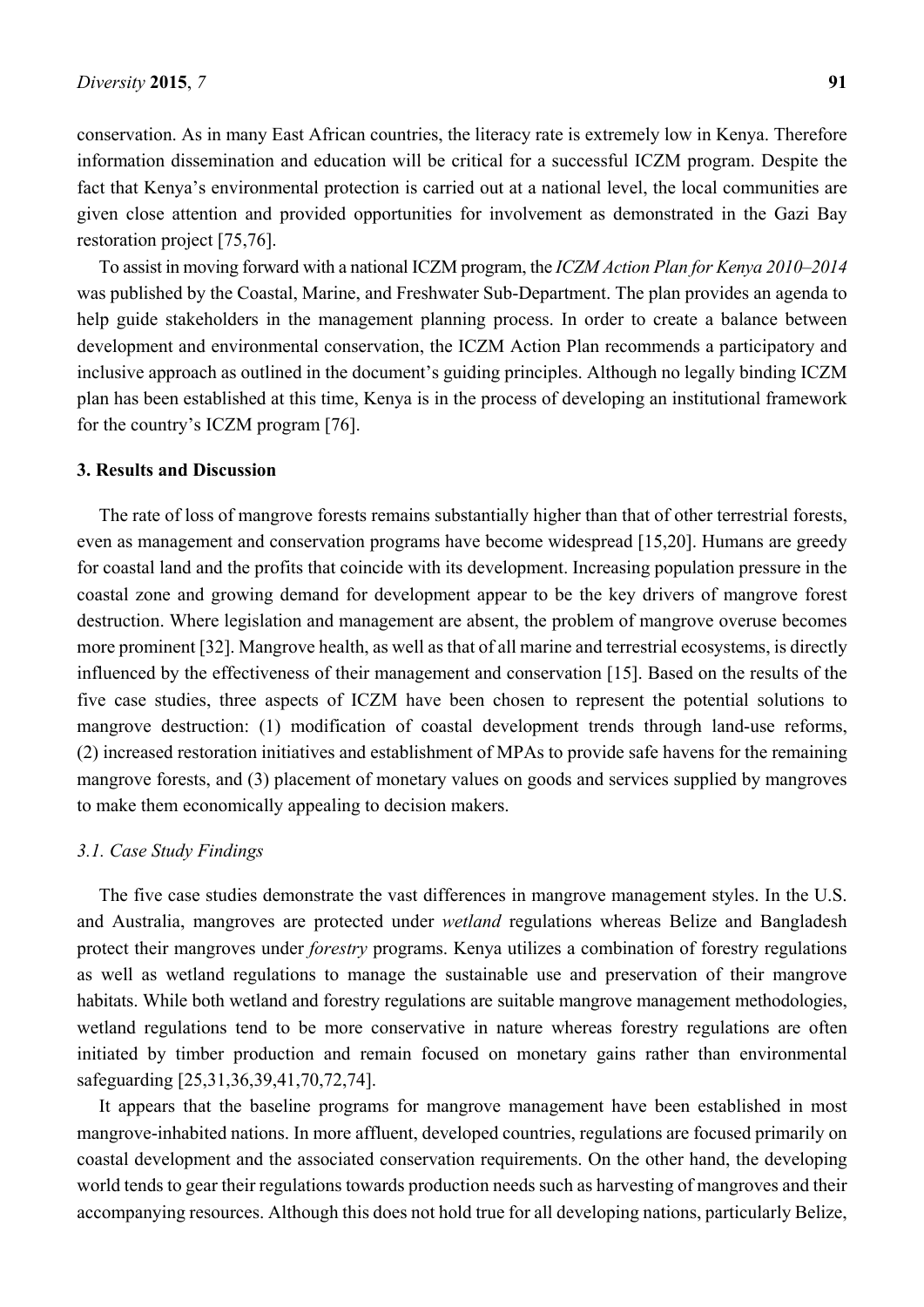conservation. As in many East African countries, the literacy rate is extremely low in Kenya. Therefore information dissemination and education will be critical for a successful ICZM program. Despite the fact that Kenya's environmental protection is carried out at a national level, the local communities are given close attention and provided opportunities for involvement as demonstrated in the Gazi Bay restoration project [75,76].

To assist in moving forward with a national ICZM program, the *ICZM Action Plan for Kenya 2010–2014* was published by the Coastal, Marine, and Freshwater Sub-Department. The plan provides an agenda to help guide stakeholders in the management planning process. In order to create a balance between development and environmental conservation, the ICZM Action Plan recommends a participatory and inclusive approach as outlined in the document's guiding principles. Although no legally binding ICZM plan has been established at this time, Kenya is in the process of developing an institutional framework for the country's ICZM program [76].

## 3. Results and Discussion

The rate of loss of mangrove forests remains substantially higher than that of other terrestrial forests, even as management and conservation programs have become widespread [15,20]. Humans are greedy for coastal land and the profits that coincide with its development. Increasing population pressure in the coastal zone and growing demand for development appear to be the key drivers of mangrove forest destruction. Where legislation and management are absent, the problem of mangrove overuse becomes more prominent [32]. Mangrove health, as well as that of all marine and terrestrial ecosystems, is directly influenced by the effectiveness of their management and conservation [15]. Based on the results of the five case studies, three aspects of ICZM have been chosen to represent the potential solutions to mangrove destruction: (1) modification of coastal development trends through land-use reforms, (2) increased restoration initiatives and establishment of MPAs to provide safe havens for the remaining mangrove forests, and (3) placement of monetary values on goods and services supplied by mangroves to make them economically appealing to decision makers.

### 3.1. Case Study Findings

The five case studies demonstrate the vast differences in mangrove management styles. In the U.S. and Australia, mangroves are protected under *wetland* regulations whereas Belize and Bangladesh protect their mangroves under *forestry* programs. Kenya utilizes a combination of forestry regulations as well as wetland regulations to manage the sustainable use and preservation of their mangrove habitats. While both wetland and forestry regulations are suitable mangrove management methodologies, wetland regulations tend to be more conservative in nature whereas forestry regulations are often initiated by timber production and remain focused on monetary gains rather than environmental safeguarding [25,31,36,39,41,70,72,74].

It appears that the baseline programs for mangrove management have been established in most mangrove-inhabited nations. In more affluent, developed countries, regulations are focused primarily on coastal development and the associated conservation requirements. On the other hand, the developing world tends to gear their regulations towards production needs such as harvesting of mangroves and their accompanying resources. Although this does not hold true for all developing nations, particularly Belize,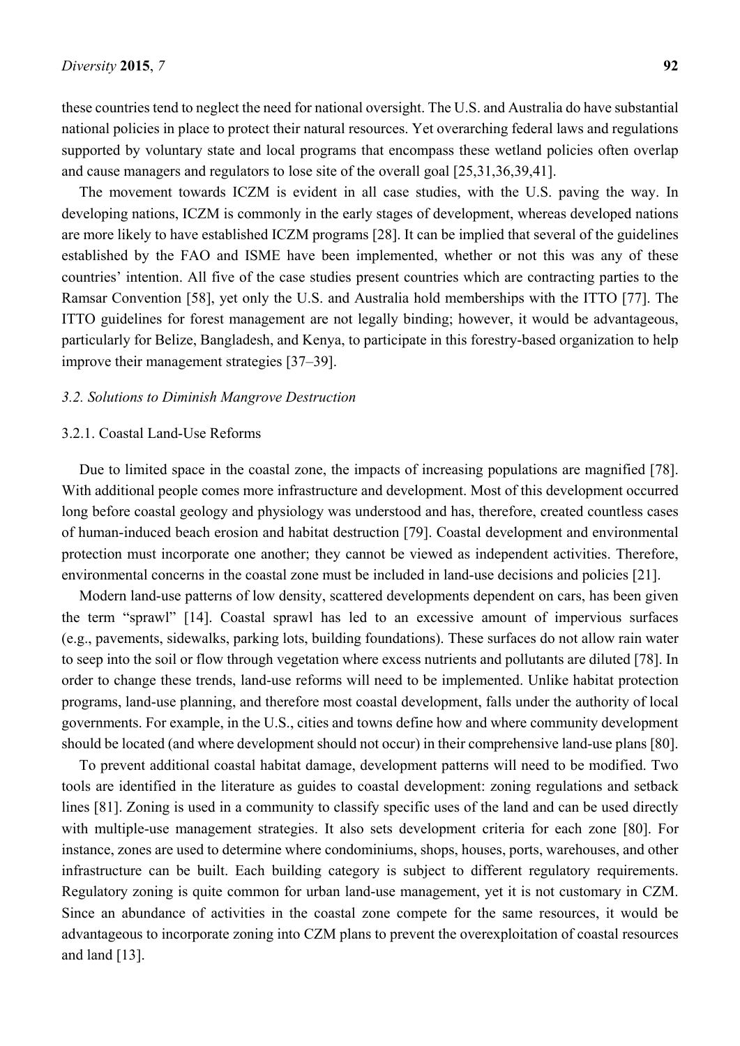these countries tend to neglect the need for national oversight. The U.S. and Australia do have substantial national policies in place to protect their natural resources. Yet overarching federal laws and regulations supported by voluntary state and local programs that encompass these wetland policies often overlap and cause managers and regulators to lose site of the overall goal [25,31,36,39,41].

The movement towards ICZM is evident in all case studies, with the U.S. paving the way. In developing nations, ICZM is commonly in the early stages of development, whereas developed nations are more likely to have established ICZM programs [28]. It can be implied that several of the guidelines established by the FAO and ISME have been implemented, whether or not this was any of these countries' intention. All five of the case studies present countries which are contracting parties to the Ramsar Convention [58], yet only the U.S. and Australia hold memberships with the ITTO [77]. The ITTO guidelines for forest management are not legally binding; however, it would be advantageous, particularly for Belize, Bangladesh, and Kenya, to participate in this forestry-based organization to help improve their management strategies [37–39].

### *3.2. Solutions to Diminish Mangrove Destruction*

#### 3.2.1. Coastal Land-Use Reforms

Due to limited space in the coastal zone, the impacts of increasing populations are magnified [78]. With additional people comes more infrastructure and development. Most of this development occurred long before coastal geology and physiology was understood and has, therefore, created countless cases of human-induced beach erosion and habitat destruction [79]. Coastal development and environmental protection must incorporate one another; they cannot be viewed as independent activities. Therefore, environmental concerns in the coastal zone must be included in land-use decisions and policies [21].

Modern land-use patterns of low density, scattered developments dependent on cars, has been given the term "sprawl" [14]. Coastal sprawl has led to an excessive amount of impervious surfaces (e.g., pavements, sidewalks, parking lots, building foundations). These surfaces do not allow rain water to seep into the soil or flow through vegetation where excess nutrients and pollutants are diluted [78]. In order to change these trends, land-use reforms will need to be implemented. Unlike habitat protection programs, land-use planning, and therefore most coastal development, falls under the authority of local governments. For example, in the U.S., cities and towns define how and where community development should be located (and where development should not occur) in their comprehensive land-use plans [80].

To prevent additional coastal habitat damage, development patterns will need to be modified. Two tools are identified in the literature as guides to coastal development: zoning regulations and setback lines [81]. Zoning is used in a community to classify specific uses of the land and can be used directly with multiple-use management strategies. It also sets development criteria for each zone [80]. For instance, zones are used to determine where condominiums, shops, houses, ports, warehouses, and other infrastructure can be built. Each building category is subject to different regulatory requirements. Regulatory zoning is quite common for urban land-use management, yet it is not customary in CZM. Since an abundance of activities in the coastal zone compete for the same resources, it would be advantageous to incorporate zoning into CZM plans to prevent the overexploitation of coastal resources and land [13].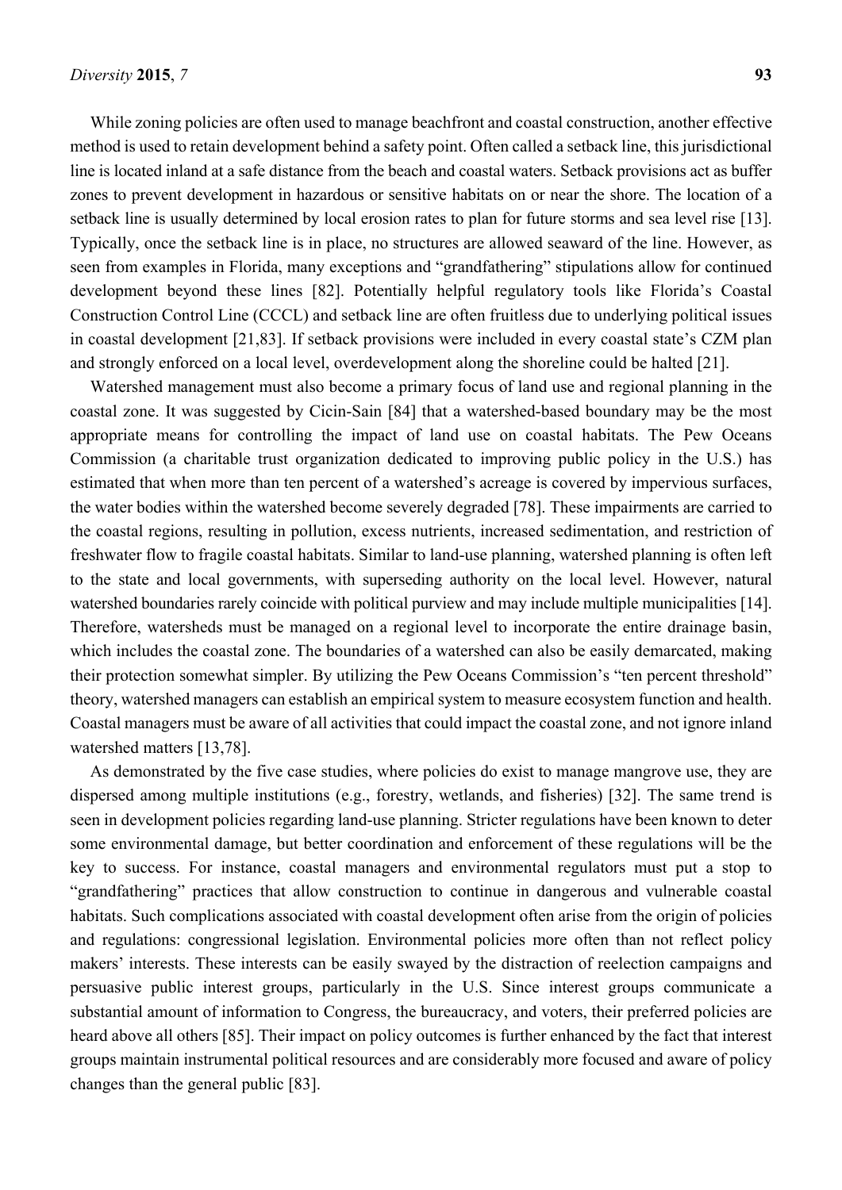While zoning policies are often used to manage beachfront and coastal construction, another effective method is used to retain development behind a safety point. Often called a setback line, this jurisdictional line is located inland at a safe distance from the beach and coastal waters. Setback provisions act as buffer zones to prevent development in hazardous or sensitive habitats on or near the shore. The location of a setback line is usually determined by local erosion rates to plan for future storms and sea level rise [13]. Typically, once the setback line is in place, no structures are allowed seaward of the line. However, as seen from examples in Florida, many exceptions and "grandfathering" stipulations allow for continued development beyond these lines [82]. Potentially helpful regulatory tools like Florida's Coastal Construction Control Line (CCCL) and setback line are often fruitless due to underlying political issues in coastal development [21,83]. If setback provisions were included in every coastal state's CZM plan and strongly enforced on a local level, overdevelopment along the shoreline could be halted [21].

Watershed management must also become a primary focus of land use and regional planning in the coastal zone. It was suggested by Cicin-Sain [84] that a watershed-based boundary may be the most appropriate means for controlling the impact of land use on coastal habitats. The Pew Oceans Commission (a charitable trust organization dedicated to improving public policy in the U.S.) has estimated that when more than ten percent of a watershed's acreage is covered by impervious surfaces, the water bodies within the watershed become severely degraded [78]. These impairments are carried to the coastal regions, resulting in pollution, excess nutrients, increased sedimentation, and restriction of freshwater flow to fragile coastal habitats. Similar to land-use planning, watershed planning is often left to the state and local governments, with superseding authority on the local level. However, natural watershed boundaries rarely coincide with political purview and may include multiple municipalities [14]. Therefore, watersheds must be managed on a regional level to incorporate the entire drainage basin, which includes the coastal zone. The boundaries of a watershed can also be easily demarcated, making their protection somewhat simpler. By utilizing the Pew Oceans Commission's "ten percent threshold" theory, watershed managers can establish an empirical system to measure ecosystem function and health. Coastal managers must be aware of all activities that could impact the coastal zone, and not ignore inland watershed matters [13,78].

As demonstrated by the five case studies, where policies do exist to manage mangrove use, they are dispersed among multiple institutions (e.g., forestry, wetlands, and fisheries) [32]. The same trend is seen in development policies regarding land-use planning. Stricter regulations have been known to deter some environmental damage, but better coordination and enforcement of these regulations will be the key to success. For instance, coastal managers and environmental regulators must put a stop to "grandfathering" practices that allow construction to continue in dangerous and vulnerable coastal habitats. Such complications associated with coastal development often arise from the origin of policies and regulations: congressional legislation. Environmental policies more often than not reflect policy makers' interests. These interests can be easily swayed by the distraction of reelection campaigns and persuasive public interest groups, particularly in the U.S. Since interest groups communicate a substantial amount of information to Congress, the bureaucracy, and voters, their preferred policies are heard above all others [85]. Their impact on policy outcomes is further enhanced by the fact that interest groups maintain instrumental political resources and are considerably more focused and aware of policy changes than the general public [83].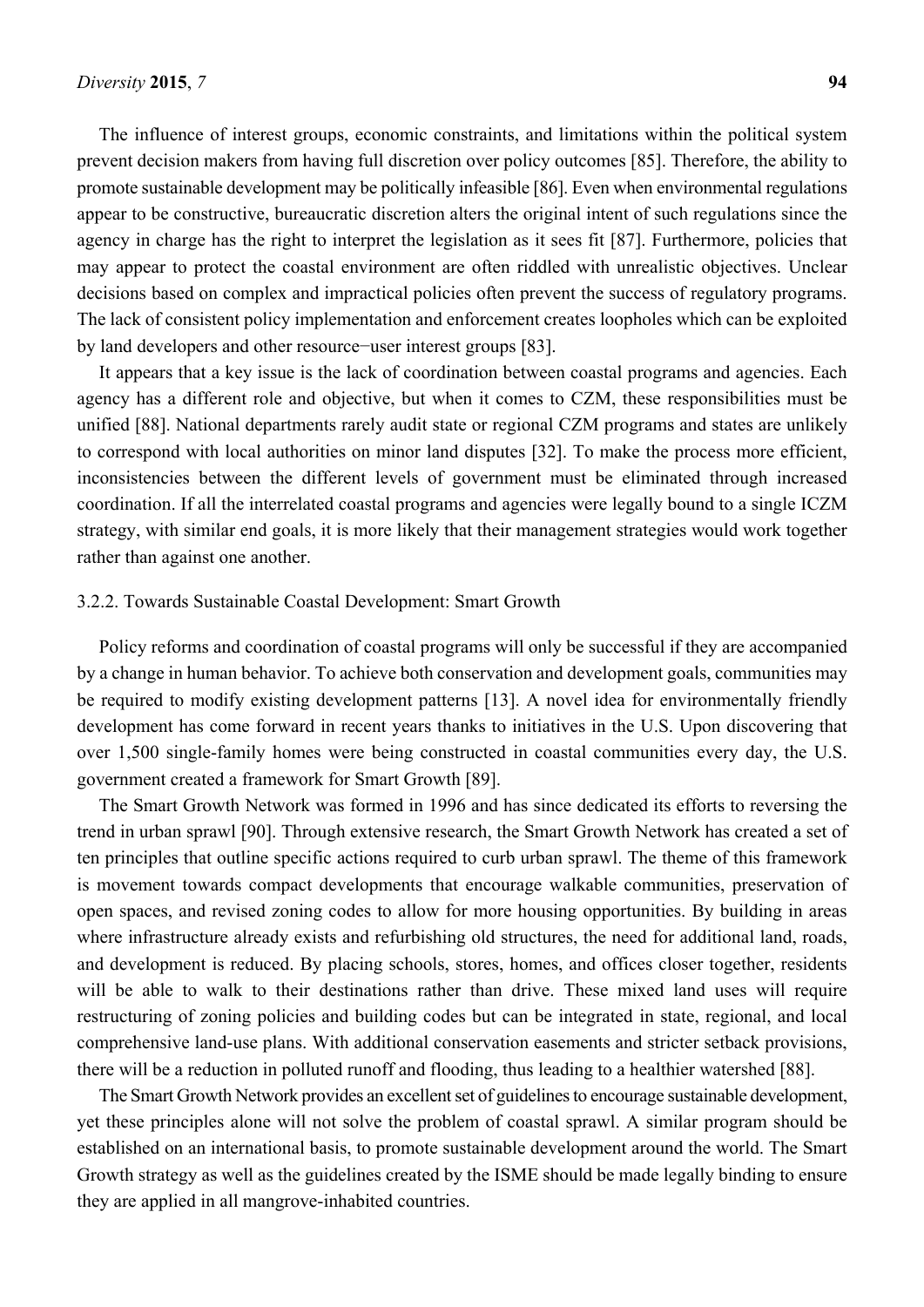The influence of interest groups, economic constraints, and limitations within the political system prevent decision makers from having full discretion over policy outcomes [85]. Therefore, the ability to promote sustainable development may be politically infeasible [86]. Even when environmental regulations appear to be constructive, bureaucratic discretion alters the original intent of such regulations since the agency in charge has the right to interpret the legislation as it sees fit [87]. Furthermore, policies that may appear to protect the coastal environment are often riddled with unrealistic objectives. Unclear decisions based on complex and impractical policies often prevent the success of regulatory programs. The lack of consistent policy implementation and enforcement creates loopholes which can be exploited by land developers and other resource−user interest groups [83].

It appears that a key issue is the lack of coordination between coastal programs and agencies. Each agency has a different role and objective, but when it comes to CZM, these responsibilities must be unified [88]. National departments rarely audit state or regional CZM programs and states are unlikely to correspond with local authorities on minor land disputes [32]. To make the process more efficient, inconsistencies between the different levels of government must be eliminated through increased coordination. If all the interrelated coastal programs and agencies were legally bound to a single ICZM strategy, with similar end goals, it is more likely that their management strategies would work together rather than against one another.

### 3.2.2. Towards Sustainable Coastal Development: Smart Growth

Policy reforms and coordination of coastal programs will only be successful if they are accompanied by a change in human behavior. To achieve both conservation and development goals, communities may be required to modify existing development patterns [13]. A novel idea for environmentally friendly development has come forward in recent years thanks to initiatives in the U.S. Upon discovering that over 1,500 single-family homes were being constructed in coastal communities every day, the U.S. government created a framework for Smart Growth [89].

The Smart Growth Network was formed in 1996 and has since dedicated its efforts to reversing the trend in urban sprawl [90]. Through extensive research, the Smart Growth Network has created a set of ten principles that outline specific actions required to curb urban sprawl. The theme of this framework is movement towards compact developments that encourage walkable communities, preservation of open spaces, and revised zoning codes to allow for more housing opportunities. By building in areas where infrastructure already exists and refurbishing old structures, the need for additional land, roads, and development is reduced. By placing schools, stores, homes, and offices closer together, residents will be able to walk to their destinations rather than drive. These mixed land uses will require restructuring of zoning policies and building codes but can be integrated in state, regional, and local comprehensive land-use plans. With additional conservation easements and stricter setback provisions, there will be a reduction in polluted runoff and flooding, thus leading to a healthier watershed [88].

The Smart Growth Network provides an excellent set of guidelines to encourage sustainable development, yet these principles alone will not solve the problem of coastal sprawl. A similar program should be established on an international basis, to promote sustainable development around the world. The Smart Growth strategy as well as the guidelines created by the ISME should be made legally binding to ensure they are applied in all mangrove-inhabited countries.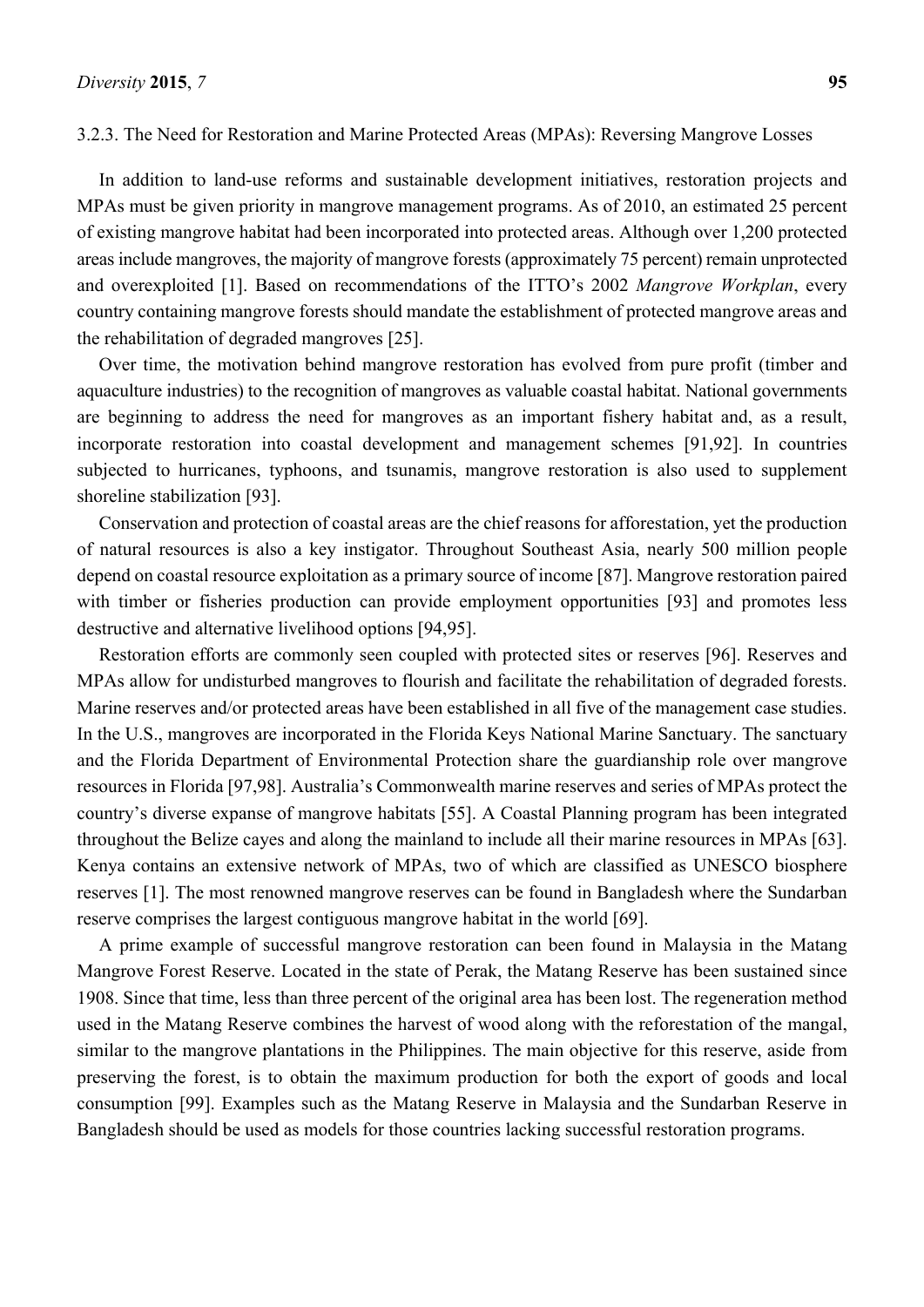### 3.2.3. The Need for Restoration and Marine Protected Areas (MPAs): Reversing Mangrove Losses

In addition to land-use reforms and sustainable development initiatives, restoration projects and MPAs must be given priority in mangrove management programs. As of 2010, an estimated 25 percent of existing mangrove habitat had been incorporated into protected areas. Although over 1,200 protected areas include mangroves, the majority of mangrove forests (approximately 75 percent) remain unprotected and overexploited [1]. Based on recommendations of the ITTO's 2002 *Mangrove Workplan*, every country containing mangrove forests should mandate the establishment of protected mangrove areas and the rehabilitation of degraded mangroves [25].

Over time, the motivation behind mangrove restoration has evolved from pure profit (timber and aquaculture industries) to the recognition of mangroves as valuable coastal habitat. National governments are beginning to address the need for mangroves as an important fishery habitat and, as a result, incorporate restoration into coastal development and management schemes [91,92]. In countries subjected to hurricanes, typhoons, and tsunamis, mangrove restoration is also used to supplement shoreline stabilization [93].

Conservation and protection of coastal areas are the chief reasons for afforestation, yet the production of natural resources is also a key instigator. Throughout Southeast Asia, nearly 500 million people depend on coastal resource exploitation as a primary source of income [87]. Mangrove restoration paired with timber or fisheries production can provide employment opportunities [93] and promotes less destructive and alternative livelihood options [94,95].

Restoration efforts are commonly seen coupled with protected sites or reserves [96]. Reserves and MPAs allow for undisturbed mangroves to flourish and facilitate the rehabilitation of degraded forests. Marine reserves and/or protected areas have been established in all five of the management case studies. In the U.S., mangroves are incorporated in the Florida Keys National Marine Sanctuary. The sanctuary and the Florida Department of Environmental Protection share the guardianship role over mangrove resources in Florida [97,98]. Australia's Commonwealth marine reserves and series of MPAs protect the country's diverse expanse of mangrove habitats [55]. A Coastal Planning program has been integrated throughout the Belize cayes and along the mainland to include all their marine resources in MPAs [63]. Kenya contains an extensive network of MPAs, two of which are classified as UNESCO biosphere reserves [1]. The most renowned mangrove reserves can be found in Bangladesh where the Sundarban reserve comprises the largest contiguous mangrove habitat in the world [69].

A prime example of successful mangrove restoration can been found in Malaysia in the Matang Mangrove Forest Reserve. Located in the state of Perak, the Matang Reserve has been sustained since 1908. Since that time, less than three percent of the original area has been lost. The regeneration method used in the Matang Reserve combines the harvest of wood along with the reforestation of the mangal, similar to the mangrove plantations in the Philippines. The main objective for this reserve, aside from preserving the forest, is to obtain the maximum production for both the export of goods and local consumption [99]. Examples such as the Matang Reserve in Malaysia and the Sundarban Reserve in Bangladesh should be used as models for those countries lacking successful restoration programs.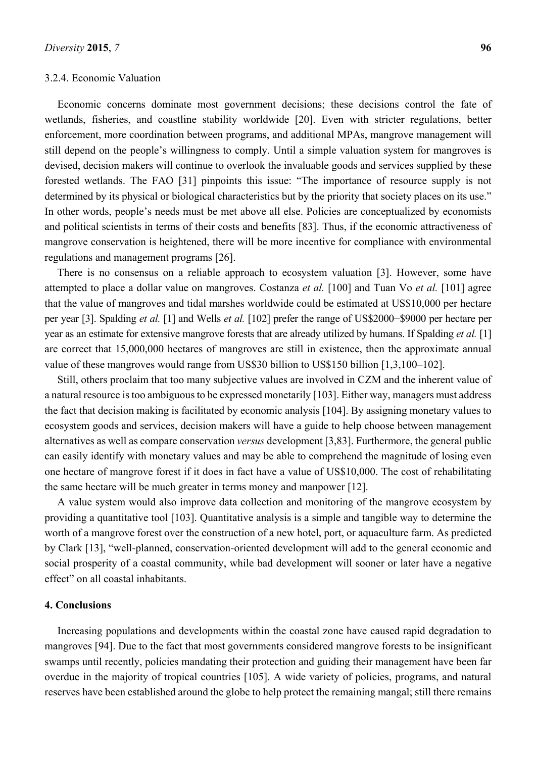### 3.2.4. Economic Valuation

Economic concerns dominate most government decisions; these decisions control the fate of wetlands, fisheries, and coastline stability worldwide [20]. Even with stricter regulations, better enforcement, more coordination between programs, and additional MPAs, mangrove management will still depend on the people's willingness to comply. Until a simple valuation system for mangroves is devised, decision makers will continue to overlook the invaluable goods and services supplied by these forested wetlands. The FAO [31] pinpoints this issue: "The importance of resource supply is not determined by its physical or biological characteristics but by the priority that society places on its use." In other words, people's needs must be met above all else. Policies are conceptualized by economists and political scientists in terms of their costs and benefits [83]. Thus, if the economic attractiveness of mangrove conservation is heightened, there will be more incentive for compliance with environmental regulations and management programs [26].

There is no consensus on a reliable approach to ecosystem valuation [3]. However, some have attempted to place a dollar value on mangroves. Costanza *et al.* [100] and Tuan Vo *et al.* [101] agree that the value of mangroves and tidal marshes worldwide could be estimated at US$10,000 per hectare per year [3]. Spalding *et al.* [1] and Wells *et al.* [102] prefer the range of US$2000−$9000 per hectare per year as an estimate for extensive mangrove forests that are already utilized by humans. If Spalding *et al.* [1] are correct that 15,000,000 hectares of mangroves are still in existence, then the approximate annual value of these mangroves would range from US$30 billion to US$150 billion [1,3,100–102].

Still, others proclaim that too many subjective values are involved in CZM and the inherent value of a natural resource is too ambiguous to be expressed monetarily [103]. Either way, managers must address the fact that decision making is facilitated by economic analysis [104]. By assigning monetary values to ecosystem goods and services, decision makers will have a guide to help choose between management alternatives as well as compare conservation *versus* development [3,83]. Furthermore, the general public can easily identify with monetary values and may be able to comprehend the magnitude of losing even one hectare of mangrove forest if it does in fact have a value of US$10,000. The cost of rehabilitating the same hectare will be much greater in terms money and manpower [12].

A value system would also improve data collection and monitoring of the mangrove ecosystem by providing a quantitative tool [103]. Quantitative analysis is a simple and tangible way to determine the worth of a mangrove forest over the construction of a new hotel, port, or aquaculture farm. As predicted by Clark [13], "well-planned, conservation-oriented development will add to the general economic and social prosperity of a coastal community, while bad development will sooner or later have a negative effect" on all coastal inhabitants.

## 4. Conclusions

Increasing populations and developments within the coastal zone have caused rapid degradation to mangroves [94]. Due to the fact that most governments considered mangrove forests to be insignificant swamps until recently, policies mandating their protection and guiding their management have been far overdue in the majority of tropical countries [105]. A wide variety of policies, programs, and natural reserves have been established around the globe to help protect the remaining mangal; still there remains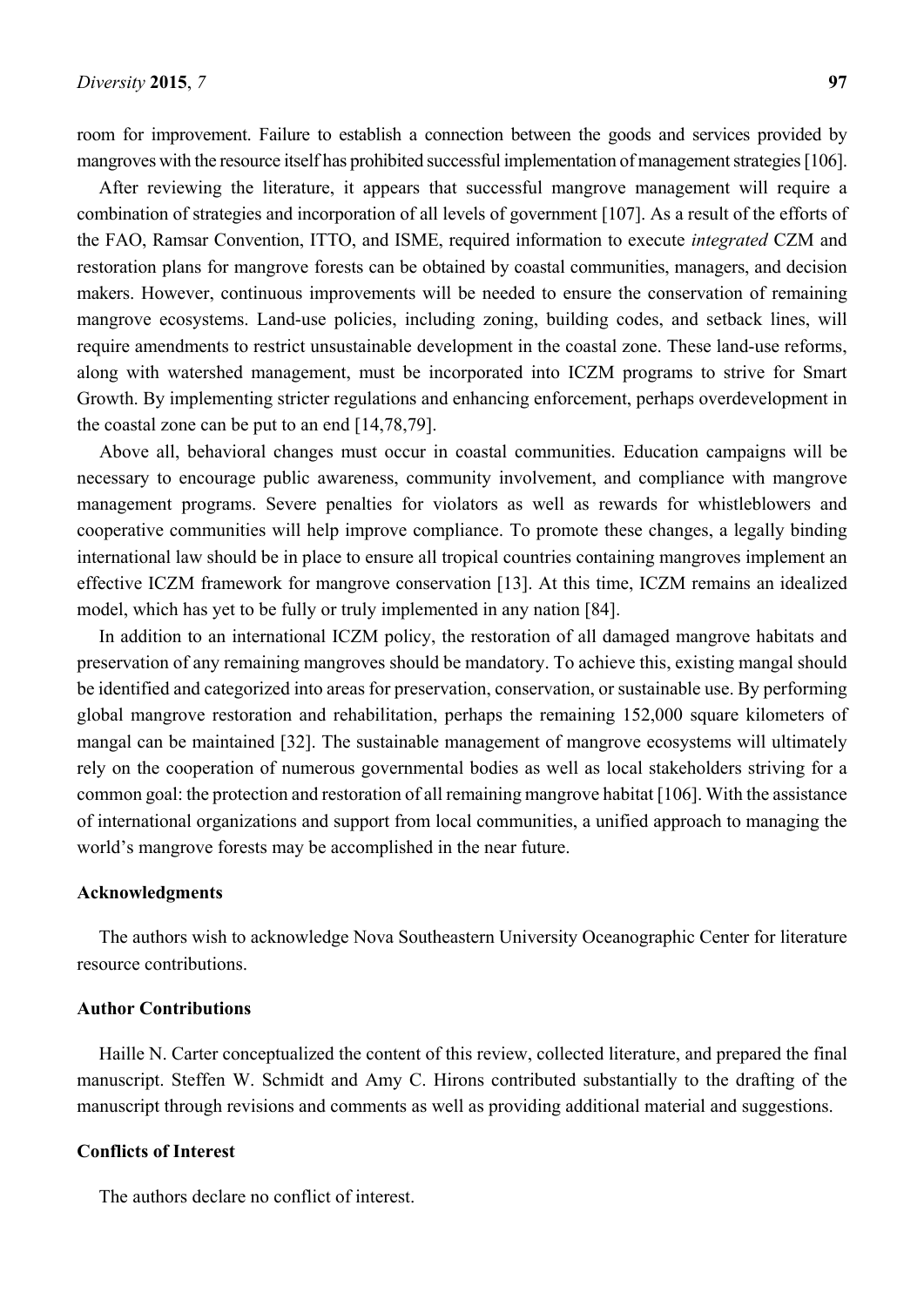room for improvement. Failure to establish a connection between the goods and services provided by mangroves with the resource itself has prohibited successful implementation of management strategies [106].

After reviewing the literature, it appears that successful mangrove management will require a combination of strategies and incorporation of all levels of government [107]. As a result of the efforts of the FAO, Ramsar Convention, ITTO, and ISME, required information to execute *integrated* CZM and restoration plans for mangrove forests can be obtained by coastal communities, managers, and decision makers. However, continuous improvements will be needed to ensure the conservation of remaining mangrove ecosystems. Land-use policies, including zoning, building codes, and setback lines, will require amendments to restrict unsustainable development in the coastal zone. These land-use reforms, along with watershed management, must be incorporated into ICZM programs to strive for Smart Growth. By implementing stricter regulations and enhancing enforcement, perhaps overdevelopment in the coastal zone can be put to an end [14,78,79].

Above all, behavioral changes must occur in coastal communities. Education campaigns will be necessary to encourage public awareness, community involvement, and compliance with mangrove management programs. Severe penalties for violators as well as rewards for whistleblowers and cooperative communities will help improve compliance. To promote these changes, a legally binding international law should be in place to ensure all tropical countries containing mangroves implement an effective ICZM framework for mangrove conservation [13]. At this time, ICZM remains an idealized model, which has yet to be fully or truly implemented in any nation [84].

In addition to an international ICZM policy, the restoration of all damaged mangrove habitats and preservation of any remaining mangroves should be mandatory. To achieve this, existing mangal should be identified and categorized into areas for preservation, conservation, or sustainable use. By performing global mangrove restoration and rehabilitation, perhaps the remaining 152,000 square kilometers of mangal can be maintained [32]. The sustainable management of mangrove ecosystems will ultimately rely on the cooperation of numerous governmental bodies as well as local stakeholders striving for a common goal: the protection and restoration of all remaining mangrove habitat [106]. With the assistance of international organizations and support from local communities, a unified approach to managing the world's mangrove forests may be accomplished in the near future.

## Acknowledgments

The authors wish to acknowledge Nova Southeastern University Oceanographic Center for literature resource contributions.

## Author Contributions

Haille N. Carter conceptualized the content of this review, collected literature, and prepared the final manuscript. Steffen W. Schmidt and Amy C. Hirons contributed substantially to the drafting of the manuscript through revisions and comments as well as providing additional material and suggestions.

## Conflicts of Interest

The authors declare no conflict of interest.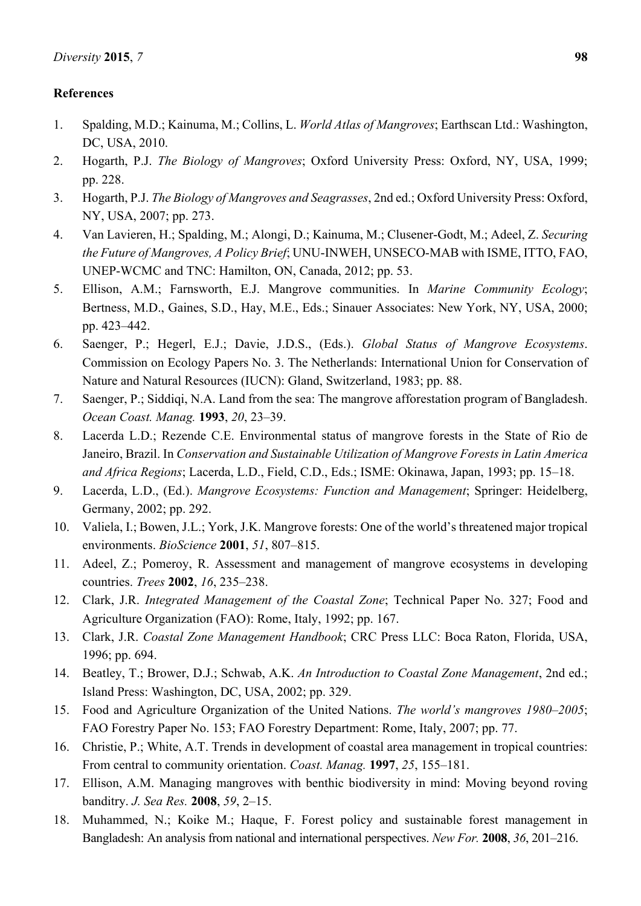## References

1. Spalding, M.D.; Kainuma, M.; Collins, L. *World Atlas of Mangroves*; Earthscan Ltd.: Washington, DC, USA, 2010.
2. Hogarth, P.J. *The Biology of Mangroves*; Oxford University Press: Oxford, NY, USA, 1999; pp. 228.
3. Hogarth, P.J. *The Biology of Mangroves and Seagrasses*, 2nd ed.; Oxford University Press: Oxford, NY, USA, 2007; pp. 273.
4. Van Lavieren, H.; Spalding, M.; Alongi, D.; Kainuma, M.; Clusener-Godt, M.; Adeel, Z. *Securing the Future of Mangroves, A Policy Brief*; UNU-INWEH, UNSECO-MAB with ISME, ITTO, FAO, UNEP-WCMC and TNC: Hamilton, ON, Canada, 2012; pp. 53.
5. Ellison, A.M.; Farnsworth, E.J. Mangrove communities. In *Marine Community Ecology*; Bertness, M.D., Gaines, S.D., Hay, M.E., Eds.; Sinauer Associates: New York, NY, USA, 2000; pp. 423–442.
6. Saenger, P.; Hegerl, E.J.; Davie, J.D.S., (Eds.). *Global Status of Mangrove Ecosystems*. Commission on Ecology Papers No. 3. The Netherlands: International Union for Conservation of Nature and Natural Resources (IUCN): Gland, Switzerland, 1983; pp. 88.
7. Saenger, P.; Siddiqi, N.A. Land from the sea: The mangrove afforestation program of Bangladesh. *Ocean Coast. Manag.* **1993**, *20*, 23–39.
8. Lacerda L.D.; Rezende C.E. Environmental status of mangrove forests in the State of Rio de Janeiro, Brazil. In *Conservation and Sustainable Utilization of Mangrove Forests in Latin America and Africa Regions*; Lacerda, L.D., Field, C.D., Eds.; ISME: Okinawa, Japan, 1993; pp. 15–18.
9. Lacerda, L.D., (Ed.). *Mangrove Ecosystems: Function and Management*; Springer: Heidelberg, Germany, 2002; pp. 292.
10. Valiela, I.; Bowen, J.L.; York, J.K. Mangrove forests: One of the world's threatened major tropical environments. *BioScience* **2001**, *51*, 807–815.
11. Adeel, Z.; Pomeroy, R. Assessment and management of mangrove ecosystems in developing countries. *Trees* **2002**, *16*, 235–238.
12. Clark, J.R. *Integrated Management of the Coastal Zone*; Technical Paper No. 327; Food and Agriculture Organization (FAO): Rome, Italy, 1992; pp. 167.
13. Clark, J.R. *Coastal Zone Management Handbook*; CRC Press LLC: Boca Raton, Florida, USA, 1996; pp. 694.
14. Beatley, T.; Brower, D.J.; Schwab, A.K. *An Introduction to Coastal Zone Management*, 2nd ed.; Island Press: Washington, DC, USA, 2002; pp. 329.
15. Food and Agriculture Organization of the United Nations. *The world's mangroves 1980–2005*; FAO Forestry Paper No. 153; FAO Forestry Department: Rome, Italy, 2007; pp. 77.
16. Christie, P.; White, A.T. Trends in development of coastal area management in tropical countries: From central to community orientation. *Coast. Manag.* **1997**, *25*, 155–181.
17. Ellison, A.M. Managing mangroves with benthic biodiversity in mind: Moving beyond roving banditry. *J. Sea Res.* **2008**, *59*, 2–15.
18. Muhammed, N.; Koike M.; Haque, F. Forest policy and sustainable forest management in Bangladesh: An analysis from national and international perspectives. *New For.* **2008**, *36*, 201–216.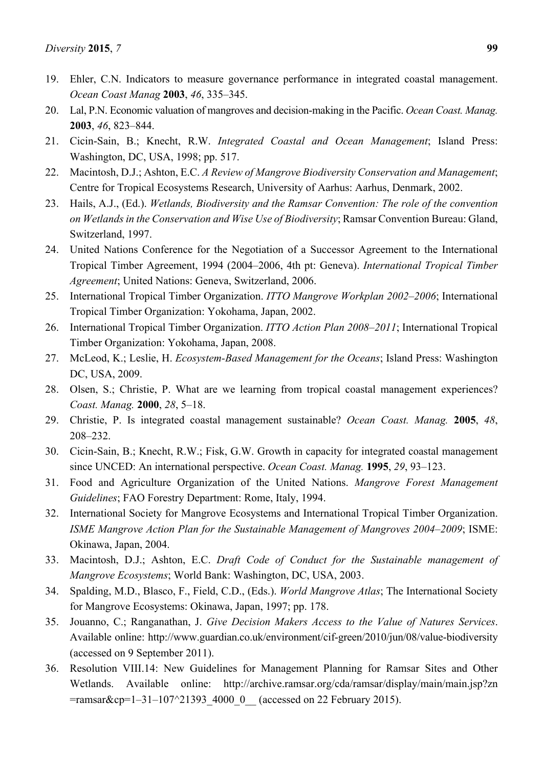19. Ehler, C.N. Indicators to measure governance performance in integrated coastal management. *Ocean Coast Manag* **2003**, *46*, 335–345.
20. Lal, P.N. Economic valuation of mangroves and decision-making in the Pacific. *Ocean Coast. Manag.* **2003**, *46*, 823–844.
21. Cicin-Sain, B.; Knecht, R.W. *Integrated Coastal and Ocean Management*; Island Press: Washington, DC, USA, 1998; pp. 517.
22. Macintosh, D.J.; Ashton, E.C. *A Review of Mangrove Biodiversity Conservation and Management*; Centre for Tropical Ecosystems Research, University of Aarhus: Aarhus, Denmark, 2002.
23. Hails, A.J., (Ed.). *Wetlands, Biodiversity and the Ramsar Convention: The role of the convention on Wetlands in the Conservation and Wise Use of Biodiversity*; Ramsar Convention Bureau: Gland, Switzerland, 1997.
24. United Nations Conference for the Negotiation of a Successor Agreement to the International Tropical Timber Agreement, 1994 (2004–2006, 4th pt: Geneva). *International Tropical Timber Agreement*; United Nations: Geneva, Switzerland, 2006.
25. International Tropical Timber Organization. *ITTO Mangrove Workplan 2002–2006*; International Tropical Timber Organization: Yokohama, Japan, 2002.
26. International Tropical Timber Organization. *ITTO Action Plan 2008–2011*; International Tropical Timber Organization: Yokohama, Japan, 2008.
27. McLeod, K.; Leslie, H. *Ecosystem-Based Management for the Oceans*; Island Press: Washington DC, USA, 2009.
28. Olsen, S.; Christie, P. What are we learning from tropical coastal management experiences? *Coast. Manag.* **2000**, *28*, 5–18.
29. Christie, P. Is integrated coastal management sustainable? *Ocean Coast. Manag.* **2005**, *48*, 208–232.
30. Cicin-Sain, B.; Knecht, R.W.; Fisk, G.W. Growth in capacity for integrated coastal management since UNCED: An international perspective. *Ocean Coast. Manag.* **1995**, *29*, 93–123.
31. Food and Agriculture Organization of the United Nations. *Mangrove Forest Management Guidelines*; FAO Forestry Department: Rome, Italy, 1994.
32. International Society for Mangrove Ecosystems and International Tropical Timber Organization. *ISME Mangrove Action Plan for the Sustainable Management of Mangroves 2004–2009*; ISME: Okinawa, Japan, 2004.
33. Macintosh, D.J.; Ashton, E.C. *Draft Code of Conduct for the Sustainable management of Mangrove Ecosystems*; World Bank: Washington, DC, USA, 2003.
34. Spalding, M.D., Blasco, F., Field, C.D., (Eds.). *World Mangrove Atlas*; The International Society for Mangrove Ecosystems: Okinawa, Japan, 1997; pp. 178.
35. Jouanno, C.; Ranganathan, J. *Give Decision Makers Access to the Value of Natures Services*. Available online: http://www.guardian.co.uk/environment/cif-green/2010/jun/08/value-biodiversity (accessed on 9 September 2011).
36. Resolution VIII.14: New Guidelines for Management Planning for Ramsar Sites and Other Wetlands. Available online: http://archive.ramsar.org/cda/ramsar/display/main/main.jsp?zn=ramsar&cp=1–31–107^21393_4000_0__ (accessed on 22 February 2015).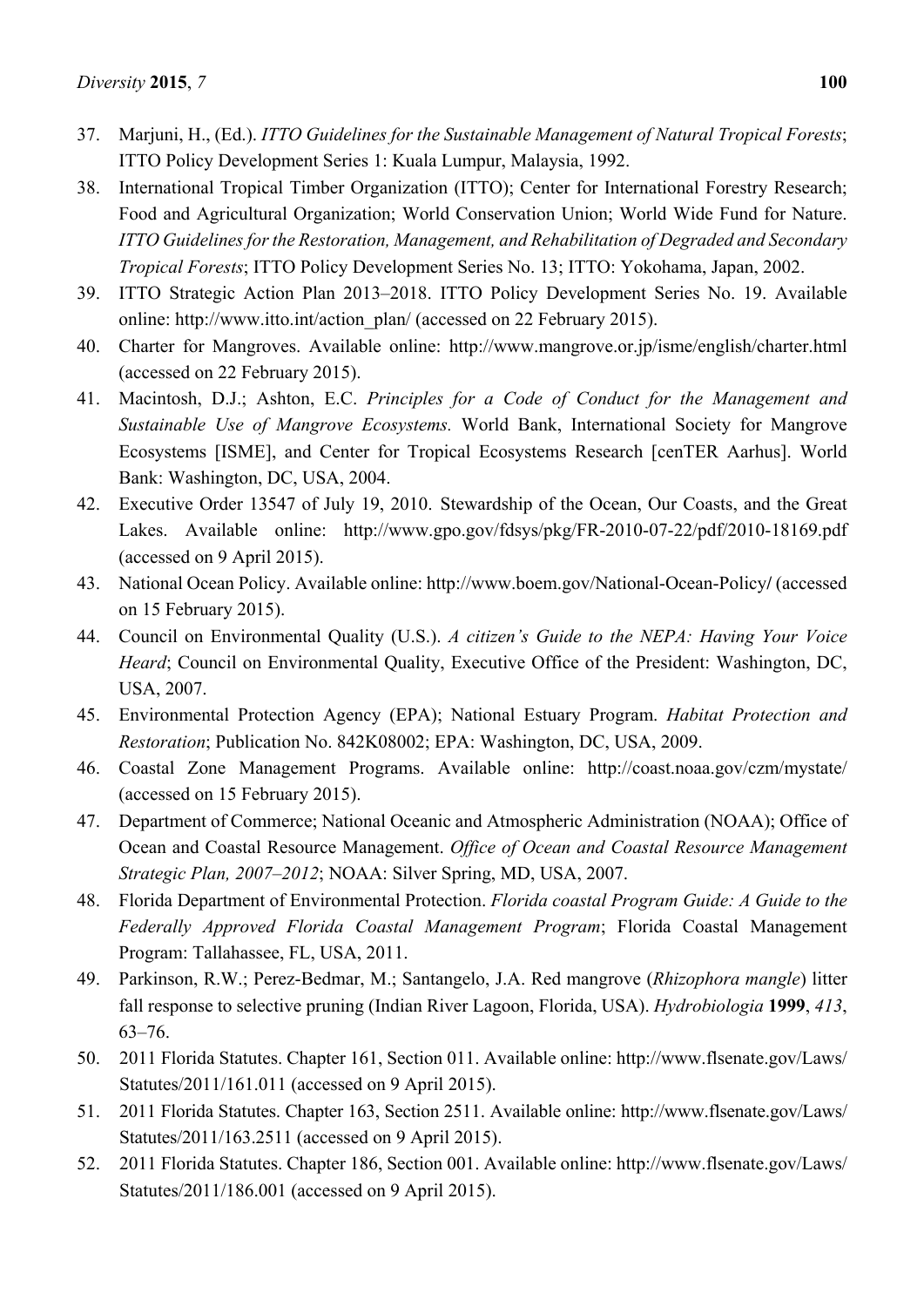37. Marjuni, H., (Ed.). *ITTO Guidelines for the Sustainable Management of Natural Tropical Forests*; ITTO Policy Development Series 1: Kuala Lumpur, Malaysia, 1992.
38. International Tropical Timber Organization (ITTO); Center for International Forestry Research; Food and Agricultural Organization; World Conservation Union; World Wide Fund for Nature. *ITTO Guidelines for the Restoration, Management, and Rehabilitation of Degraded and Secondary Tropical Forests*; ITTO Policy Development Series No. 13; ITTO: Yokohama, Japan, 2002.
39. ITTO Strategic Action Plan 2013–2018. ITTO Policy Development Series No. 19. Available online: http://www.itto.int/action_plan/ (accessed on 22 February 2015).
40. Charter for Mangroves. Available online: http://www.mangrove.or.jp/isme/english/charter.html (accessed on 22 February 2015).
41. Macintosh, D.J.; Ashton, E.C. *Principles for a Code of Conduct for the Management and Sustainable Use of Mangrove Ecosystems.* World Bank, International Society for Mangrove Ecosystems [ISME], and Center for Tropical Ecosystems Research [cenTER Aarhus]. World Bank: Washington, DC, USA, 2004.
42. Executive Order 13547 of July 19, 2010. Stewardship of the Ocean, Our Coasts, and the Great Lakes. Available online: http://www.gpo.gov/fdsys/pkg/FR-2010-07-22/pdf/2010-18169.pdf (accessed on 9 April 2015).
43. National Ocean Policy. Available online: http://www.boem.gov/National-Ocean-Policy/ (accessed on 15 February 2015).
44. Council on Environmental Quality (U.S.). *A citizen's Guide to the NEPA: Having Your Voice Heard*; Council on Environmental Quality, Executive Office of the President: Washington, DC, USA, 2007.
45. Environmental Protection Agency (EPA); National Estuary Program. *Habitat Protection and Restoration*; Publication No. 842K08002; EPA: Washington, DC, USA, 2009.
46. Coastal Zone Management Programs. Available online: http://coast.noaa.gov/czm/mystate/ (accessed on 15 February 2015).
47. Department of Commerce; National Oceanic and Atmospheric Administration (NOAA); Office of Ocean and Coastal Resource Management. *Office of Ocean and Coastal Resource Management Strategic Plan, 2007–2012*; NOAA: Silver Spring, MD, USA, 2007.
48. Florida Department of Environmental Protection. *Florida coastal Program Guide: A Guide to the Federally Approved Florida Coastal Management Program*; Florida Coastal Management Program: Tallahassee, FL, USA, 2011.
49. Parkinson, R.W.; Perez-Bedmar, M.; Santangelo, J.A. Red mangrove (*Rhizophora mangle*) litter fall response to selective pruning (Indian River Lagoon, Florida, USA). *Hydrobiologia* **1999**, *413*, 63–76.
50. 2011 Florida Statutes. Chapter 161, Section 011. Available online: http://www.flsenate.gov/Laws/Statutes/2011/161.011 (accessed on 9 April 2015).
51. 2011 Florida Statutes. Chapter 163, Section 2511. Available online: http://www.flsenate.gov/Laws/Statutes/2011/163.2511 (accessed on 9 April 2015).
52. 2011 Florida Statutes. Chapter 186, Section 001. Available online: http://www.flsenate.gov/Laws/Statutes/2011/186.001 (accessed on 9 April 2015).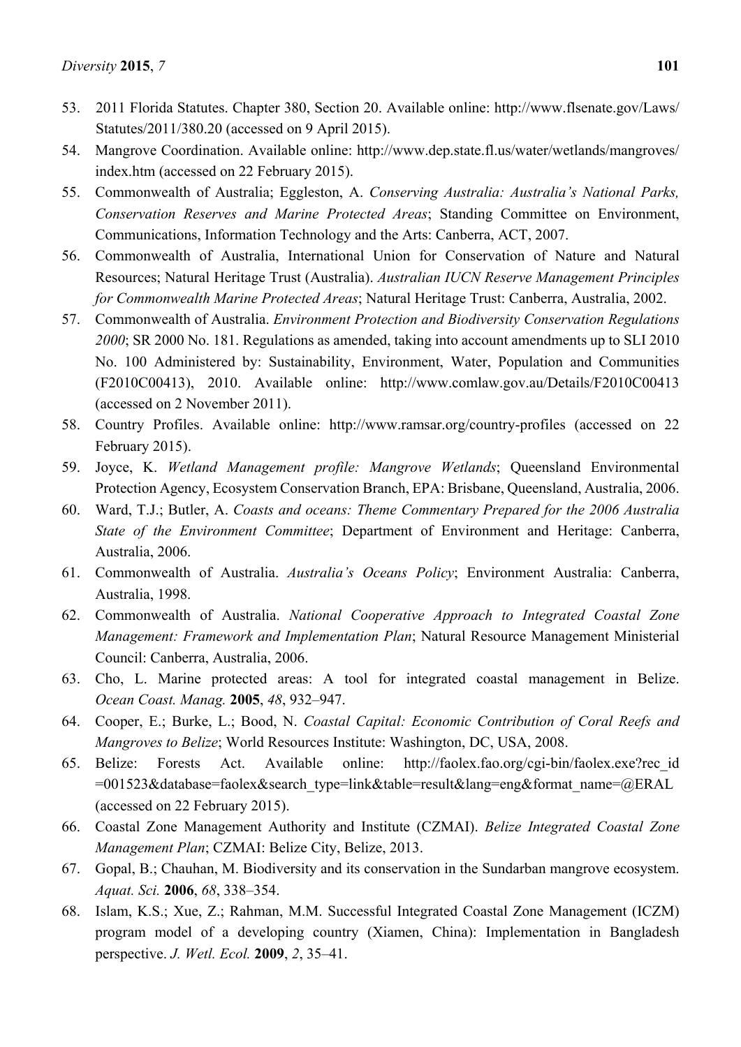53. 2011 Florida Statutes. Chapter 380, Section 20. Available online: http://www.flsenate.gov/Laws/Statutes/2011/380.20 (accessed on 9 April 2015).
54. Mangrove Coordination. Available online: http://www.dep.state.fl.us/water/wetlands/mangroves/index.htm (accessed on 22 February 2015).
55. Commonwealth of Australia; Eggleston, A. *Conserving Australia: Australia's National Parks, Conservation Reserves and Marine Protected Areas*; Standing Committee on Environment, Communications, Information Technology and the Arts: Canberra, ACT, 2007.
56. Commonwealth of Australia, International Union for Conservation of Nature and Natural Resources; Natural Heritage Trust (Australia). *Australian IUCN Reserve Management Principles for Commonwealth Marine Protected Areas*; Natural Heritage Trust: Canberra, Australia, 2002.
57. Commonwealth of Australia. *Environment Protection and Biodiversity Conservation Regulations 2000*; SR 2000 No. 181. Regulations as amended, taking into account amendments up to SLI 2010 No. 100 Administered by: Sustainability, Environment, Water, Population and Communities (F2010C00413), 2010. Available online: http://www.comlaw.gov.au/Details/F2010C00413 (accessed on 2 November 2011).
58. Country Profiles. Available online: http://www.ramsar.org/country-profiles (accessed on 22 February 2015).
59. Joyce, K. *Wetland Management profile: Mangrove Wetlands*; Queensland Environmental Protection Agency, Ecosystem Conservation Branch, EPA: Brisbane, Queensland, Australia, 2006.
60. Ward, T.J.; Butler, A. *Coasts and oceans: Theme Commentary Prepared for the 2006 Australia State of the Environment Committee*; Department of Environment and Heritage: Canberra, Australia, 2006.
61. Commonwealth of Australia. *Australia's Oceans Policy*; Environment Australia: Canberra, Australia, 1998.
62. Commonwealth of Australia. *National Cooperative Approach to Integrated Coastal Zone Management: Framework and Implementation Plan*; Natural Resource Management Ministerial Council: Canberra, Australia, 2006.
63. Cho, L. Marine protected areas: A tool for integrated coastal management in Belize. *Ocean Coast. Manag.* **2005**, *48*, 932–947.
64. Cooper, E.; Burke, L.; Bood, N. *Coastal Capital: Economic Contribution of Coral Reefs and Mangroves to Belize*; World Resources Institute: Washington, DC, USA, 2008.
65. Belize: Forests Act. Available online: http://faolex.fao.org/cgi-bin/faolex.exe?rec_id=001523&database=faolex&search_type=link&table=result&lang=eng&format_name=@ERAL (accessed on 22 February 2015).
66. Coastal Zone Management Authority and Institute (CZMAI). *Belize Integrated Coastal Zone Management Plan*; CZMAI: Belize City, Belize, 2013.
67. Gopal, B.; Chauhan, M. Biodiversity and its conservation in the Sundarban mangrove ecosystem. *Aquat. Sci.* **2006**, *68*, 338–354.
68. Islam, K.S.; Xue, Z.; Rahman, M.M. Successful Integrated Coastal Zone Management (ICZM) program model of a developing country (Xiamen, China): Implementation in Bangladesh perspective. *J. Wetl. Ecol.* **2009**, *2*, 35–41.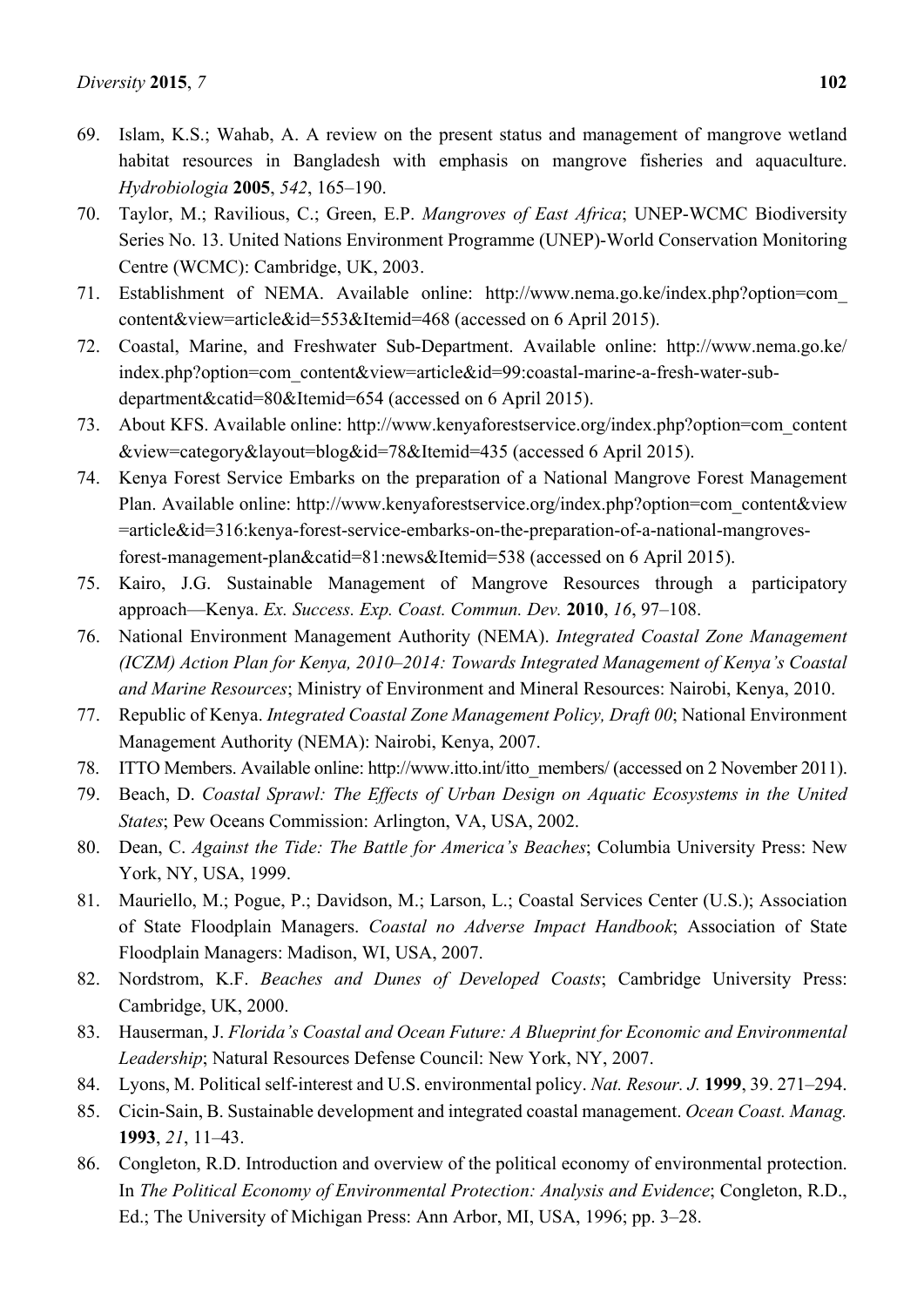69. Islam, K.S.; Wahab, A. A review on the present status and management of mangrove wetland habitat resources in Bangladesh with emphasis on mangrove fisheries and aquaculture. *Hydrobiologia* **2005**, *542*, 165–190.
70. Taylor, M.; Ravilious, C.; Green, E.P. *Mangroves of East Africa*; UNEP-WCMC Biodiversity Series No. 13. United Nations Environment Programme (UNEP)-World Conservation Monitoring Centre (WCMC): Cambridge, UK, 2003.
71. Establishment of NEMA. Available online: http://www.nema.go.ke/index.php?option=com_content&view=article&id=553&Itemid=468 (accessed on 6 April 2015).
72. Coastal, Marine, and Freshwater Sub-Department. Available online: http://www.nema.go.ke/index.php?option=com_content&view=article&id=99:coastal-marine-a-fresh-water-sub-department&catid=80&Itemid=654 (accessed on 6 April 2015).
73. About KFS. Available online: http://www.kenyaforestservice.org/index.php?option=com_content&view=category&layout=blog&id=78&Itemid=435 (accessed 6 April 2015).
74. Kenya Forest Service Embarks on the preparation of a National Mangrove Forest Management Plan. Available online: http://www.kenyaforestservice.org/index.php?option=com_content&view=article&id=316:kenya-forest-service-embarks-on-the-preparation-of-a-national-mangroves-forest-management-plan&catid=81:news&Itemid=538 (accessed on 6 April 2015).
75. Kairo, J.G. Sustainable Management of Mangrove Resources through a participatory approach—Kenya. *Ex. Success. Exp. Coast. Commun. Dev.* **2010**, *16*, 97–108.
76. National Environment Management Authority (NEMA). *Integrated Coastal Zone Management (ICZM) Action Plan for Kenya, 2010–2014: Towards Integrated Management of Kenya's Coastal and Marine Resources*; Ministry of Environment and Mineral Resources: Nairobi, Kenya, 2010.
77. Republic of Kenya. *Integrated Coastal Zone Management Policy, Draft 00*; National Environment Management Authority (NEMA): Nairobi, Kenya, 2007.
78. ITTO Members. Available online: http://www.itto.int/itto_members/ (accessed on 2 November 2011).
79. Beach, D. *Coastal Sprawl: The Effects of Urban Design on Aquatic Ecosystems in the United States*; Pew Oceans Commission: Arlington, VA, USA, 2002.
80. Dean, C. *Against the Tide: The Battle for America's Beaches*; Columbia University Press: New York, NY, USA, 1999.
81. Mauriello, M.; Pogue, P.; Davidson, M.; Larson, L.; Coastal Services Center (U.S.); Association of State Floodplain Managers. *Coastal no Adverse Impact Handbook*; Association of State Floodplain Managers: Madison, WI, USA, 2007.
82. Nordstrom, K.F. *Beaches and Dunes of Developed Coasts*; Cambridge University Press: Cambridge, UK, 2000.
83. Hauserman, J. *Florida's Coastal and Ocean Future: A Blueprint for Economic and Environmental Leadership*; Natural Resources Defense Council: New York, NY, 2007.
84. Lyons, M. Political self-interest and U.S. environmental policy. *Nat. Resour. J.* **1999**, 39. 271–294.
85. Cicin-Sain, B. Sustainable development and integrated coastal management. *Ocean Coast. Manag.* **1993**, *21*, 11–43.
86. Congleton, R.D. Introduction and overview of the political economy of environmental protection. In *The Political Economy of Environmental Protection: Analysis and Evidence*; Congleton, R.D., Ed.; The University of Michigan Press: Ann Arbor, MI, USA, 1996; pp. 3–28.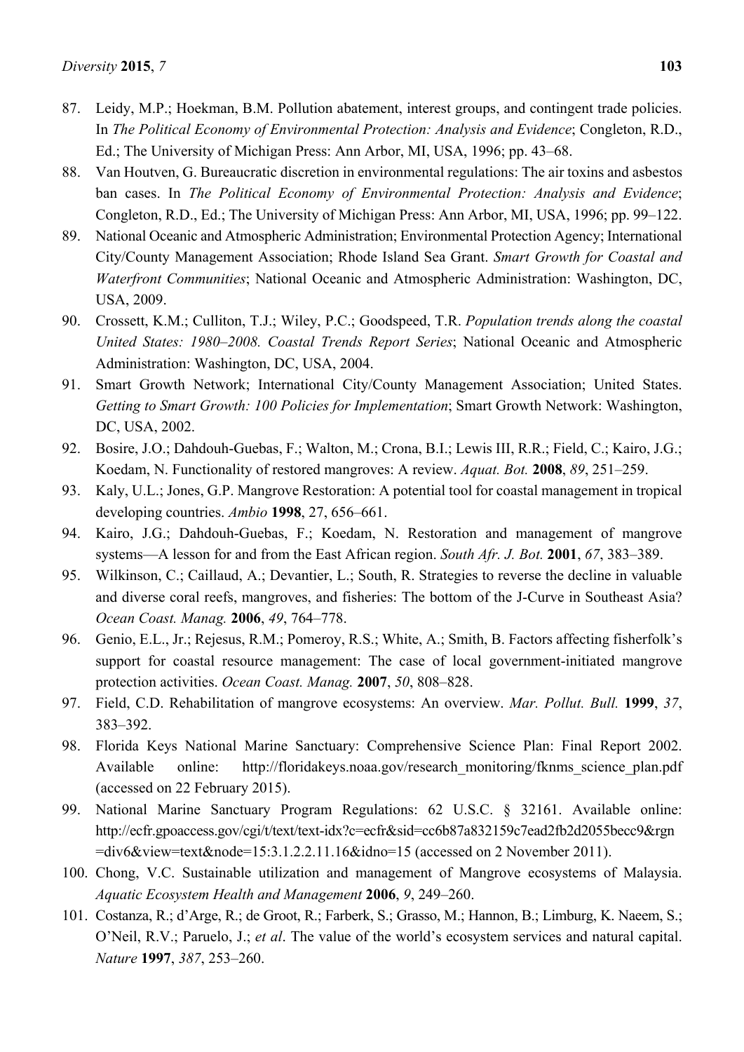87. Leidy, M.P.; Hoekman, B.M. Pollution abatement, interest groups, and contingent trade policies. In *The Political Economy of Environmental Protection: Analysis and Evidence*; Congleton, R.D., Ed.; The University of Michigan Press: Ann Arbor, MI, USA, 1996; pp. 43–68.
88. Van Houtven, G. Bureaucratic discretion in environmental regulations: The air toxins and asbestos ban cases. In *The Political Economy of Environmental Protection: Analysis and Evidence*; Congleton, R.D., Ed.; The University of Michigan Press: Ann Arbor, MI, USA, 1996; pp. 99–122.
89. National Oceanic and Atmospheric Administration; Environmental Protection Agency; International City/County Management Association; Rhode Island Sea Grant. *Smart Growth for Coastal and Waterfront Communities*; National Oceanic and Atmospheric Administration: Washington, DC, USA, 2009.
90. Crossett, K.M.; Culliton, T.J.; Wiley, P.C.; Goodspeed, T.R. *Population trends along the coastal United States: 1980–2008. Coastal Trends Report Series*; National Oceanic and Atmospheric Administration: Washington, DC, USA, 2004.
91. Smart Growth Network; International City/County Management Association; United States. *Getting to Smart Growth: 100 Policies for Implementation*; Smart Growth Network: Washington, DC, USA, 2002.
92. Bosire, J.O.; Dahdouh-Guebas, F.; Walton, M.; Crona, B.I.; Lewis III, R.R.; Field, C.; Kairo, J.G.; Koedam, N. Functionality of restored mangroves: A review. *Aquat. Bot.* **2008**, *89*, 251–259.
93. Kaly, U.L.; Jones, G.P. Mangrove Restoration: A potential tool for coastal management in tropical developing countries. *Ambio* **1998**, 27, 656–661.
94. Kairo, J.G.; Dahdouh-Guebas, F.; Koedam, N. Restoration and management of mangrove systems—A lesson for and from the East African region. *South Afr. J. Bot.* **2001**, *67*, 383–389.
95. Wilkinson, C.; Caillaud, A.; Devantier, L.; South, R. Strategies to reverse the decline in valuable and diverse coral reefs, mangroves, and fisheries: The bottom of the J-Curve in Southeast Asia? *Ocean Coast. Manag.* **2006**, *49*, 764–778.
96. Genio, E.L., Jr.; Rejesus, R.M.; Pomeroy, R.S.; White, A.; Smith, B. Factors affecting fisherfolk's support for coastal resource management: The case of local government-initiated mangrove protection activities. *Ocean Coast. Manag.* **2007**, *50*, 808–828.
97. Field, C.D. Rehabilitation of mangrove ecosystems: An overview. *Mar. Pollut. Bull.* **1999**, *37*, 383–392.
98. Florida Keys National Marine Sanctuary: Comprehensive Science Plan: Final Report 2002. Available online: http://floridakeys.noaa.gov/research_monitoring/fknms_science_plan.pdf (accessed on 22 February 2015).
99. National Marine Sanctuary Program Regulations: 62 U.S.C. § 32161. Available online: http://ecfr.gpoaccess.gov/cgi/t/text/text-idx?c=ecfr&sid=cc6b87a832159c7ead2fb2d2055becc9&rgn=div6&view=text&node=15:3.1.2.2.11.16&idno=15 (accessed on 2 November 2011).
100. Chong, V.C. Sustainable utilization and management of Mangrove ecosystems of Malaysia. *Aquatic Ecosystem Health and Management* **2006**, *9*, 249–260.
101. Costanza, R.; d'Arge, R.; de Groot, R.; Farberk, S.; Grasso, M.; Hannon, B.; Limburg, K. Naeem, S.; O'Neil, R.V.; Paruelo, J.; *et al*. The value of the world's ecosystem services and natural capital. *Nature* **1997**, *387*, 253–260.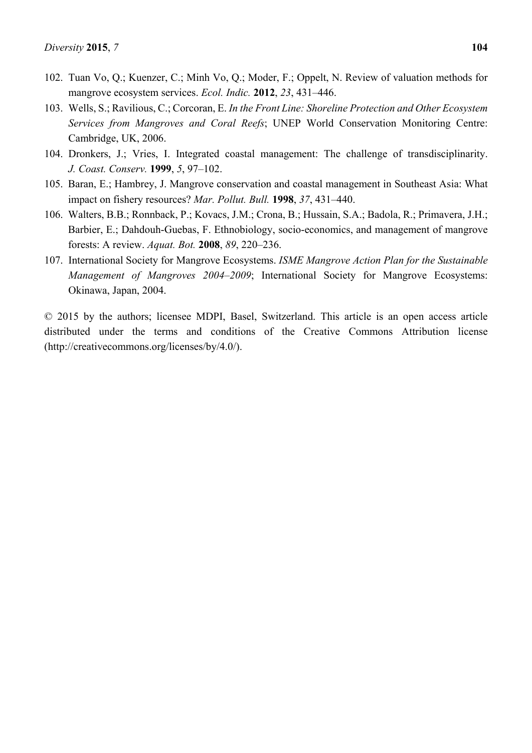102. Tuan Vo, Q.; Kuenzer, C.; Minh Vo, Q.; Moder, F.; Oppelt, N. Review of valuation methods for mangrove ecosystem services. *Ecol. Indic.* **2012**, *23*, 431–446.
103. Wells, S.; Ravilious, C.; Corcoran, E. *In the Front Line: Shoreline Protection and Other Ecosystem Services from Mangroves and Coral Reefs*; UNEP World Conservation Monitoring Centre: Cambridge, UK, 2006.
104. Dronkers, J.; Vries, I. Integrated coastal management: The challenge of transdisciplinarity. *J. Coast. Conserv.* **1999**, *5*, 97–102.
105. Baran, E.; Hambrey, J. Mangrove conservation and coastal management in Southeast Asia: What impact on fishery resources? *Mar. Pollut. Bull.* **1998**, *37*, 431–440.
106. Walters, B.B.; Ronnback, P.; Kovacs, J.M.; Crona, B.; Hussain, S.A.; Badola, R.; Primavera, J.H.; Barbier, E.; Dahdouh-Guebas, F. Ethnobiology, socio-economics, and management of mangrove forests: A review. *Aquat. Bot.* **2008**, *89*, 220–236.
107. International Society for Mangrove Ecosystems. *ISME Mangrove Action Plan for the Sustainable Management of Mangroves 2004–2009*; International Society for Mangrove Ecosystems: Okinawa, Japan, 2004.

© 2015 by the authors; licensee MDPI, Basel, Switzerland. This article is an open access article distributed under the terms and conditions of the Creative Commons Attribution license (http://creativecommons.org/licenses/by/4.0/).